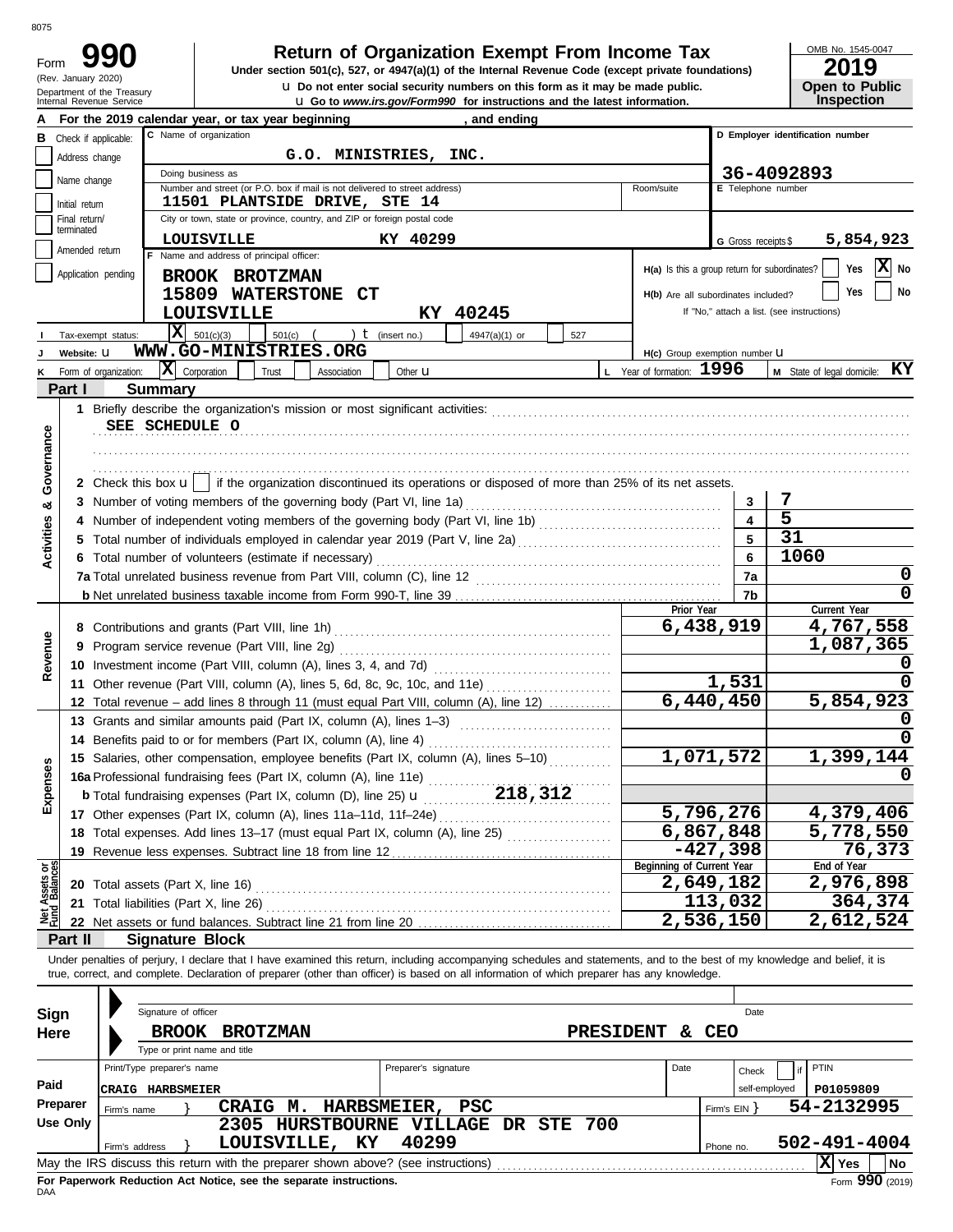8075

# Form 990

**Return of Organization Exempt From Income Tax**

Under section 501(c), 527, or 4947(a)(1) of the Internal Revenue Code (except private foundations)

u Do not enter social security numbers on this form as it may be made public.

u Go to *www.irs.gov/Form990* for instructions and the latest information.

(Rev. January 2020)
Department of the Treasury
Internal Revenue Service

OMB No. 1545-0047
**2019**
**Open to Public Inspection**

**A** For the 2019 calendar year, or tax year beginning , and ending

**B** Check if applicable: Address change / Name change / Initial return / Final return/terminated / Amended return / Application pending

**C** Name of organization: G.O. MINISTRIES, INC.

Doing business as

Number and street (or P.O. box if mail is not delivered to street address): 11501 PLANTSIDE DRIVE, STE 14 — Room/suite

City or town, state or province, country, and ZIP or foreign postal code: LOUISVILLE KY 40299

**D** Employer identification number: 36-4092893

**E** Telephone number

**G** Gross receipts $ 5,854,923

**F** Name and address of principal officer: BROOK BROTZMAN, 15809 WATERSTONE CT, LOUISVILLE KY 40245

H(a) Is this a group return for subordinates? Yes [ ] No [X]

H(b) Are all subordinates included? Yes [ ] No [ ]
If "No," attach a list. (see instructions)

**I** Tax-exempt status: [X] 501(c)(3) [ ] 501(c) ( ) t (insert no.) [ ] 4947(a)(1) or [ ] 527

**J** Website: u WWW.GO-MINISTRIES.ORG

H(c) Group exemption number u

**K** Form of organization: [X] Corporation [ ] Trust [ ] Association [ ] Other u

**L** Year of formation: 1996

**M** State of legal domicile: KY

## Part I Summary

**Activities & Governance**

1 Briefly describe the organization's mission or most significant activities:
SEE SCHEDULE O

2 Check this box u [ ] if the organization discontinued its operations or disposed of more than 25% of its net assets.

| | | | |
|---|---|---|---|
| 3 | Number of voting members of the governing body (Part VI, line 1a) | 3 | 7 |
| 4 | Number of independent voting members of the governing body (Part VI, line 1b) | 4 | 5 |
| 5 | Total number of individuals employed in calendar year 2019 (Part V, line 2a) | 5 | 31 |
| 6 | Total number of volunteers (estimate if necessary) | 6 | 1060 |
| 7a | Total unrelated business revenue from Part VIII, column (C), line 12 | 7a | 0 |
| b | Net unrelated business taxable income from Form 990-T, line 39 | 7b | 0 |

| | | Prior Year | Current Year |
|---|---|---|---|
| **Revenue** | | | |
| 8 | Contributions and grants (Part VIII, line 1h) | 6,438,919 | 4,767,558 |
| 9 | Program service revenue (Part VIII, line 2g) | | 1,087,365 |
| 10 | Investment income (Part VIII, column (A), lines 3, 4, and 7d) | | 0 |
| 11 | Other revenue (Part VIII, column (A), lines 5, 6d, 8c, 9c, 10c, and 11e) | 1,531 | 0 |
| 12 | Total revenue – add lines 8 through 11 (must equal Part VIII, column (A), line 12) | 6,440,450 | 5,854,923 |
| **Expenses** | | | |
| 13 | Grants and similar amounts paid (Part IX, column (A), lines 1–3) | | 0 |
| 14 | Benefits paid to or for members (Part IX, column (A), line 4) | | 0 |
| 15 | Salaries, other compensation, employee benefits (Part IX, column (A), lines 5–10) | 1,071,572 | 1,399,144 |
| 16a | Professional fundraising fees (Part IX, column (A), line 11e) | | 0 |
| b | Total fundraising expenses (Part IX, column (D), line 25) u 218,312 | | |
| 17 | Other expenses (Part IX, column (A), lines 11a–11d, 11f–24e) | 5,796,276 | 4,379,406 |
| 18 | Total expenses. Add lines 13–17 (must equal Part IX, column (A), line 25) | 6,867,848 | 5,778,550 |
| 19 | Revenue less expenses. Subtract line 18 from line 12 | -427,398 | 76,373 |
| **Net Assets or Fund Balances** | | **Beginning of Current Year** | **End of Year** |
| 20 | Total assets (Part X, line 16) | 2,649,182 | 2,976,898 |
| 21 | Total liabilities (Part X, line 26) | 113,032 | 364,374 |
| 22 | Net assets or fund balances. Subtract line 21 from line 20 | 2,536,150 | 2,612,524 |

## Part II Signature Block

Under penalties of perjury, I declare that I have examined this return, including accompanying schedules and statements, and to the best of my knowledge and belief, it is true, correct, and complete. Declaration of preparer (other than officer) is based on all information of which preparer has any knowledge.

**Sign Here**

Signature of officer — Date

BROOK BROTZMAN — PRESIDENT & CEO
Type or print name and title

**Paid Preparer Use Only**

| Print/Type preparer's name | Preparer's signature | Date | Check [ ] if self-employed | PTIN |
|---|---|---|---|---|
| CRAIG HARBSMEIER | | | | P01059809 |

Firm's name } CRAIG M. HARBSMEIER, PSC — Firm's EIN } 54-2132995

Firm's address } 2305 HURSTBOURNE VILLAGE DR STE 700, LOUISVILLE, KY 40299 — Phone no. 502-491-4004

May the IRS discuss this return with the preparer shown above? (see instructions) [X] Yes [ ] No

**For Paperwork Reduction Act Notice, see the separate instructions.**

DAA

Form **990** (2019)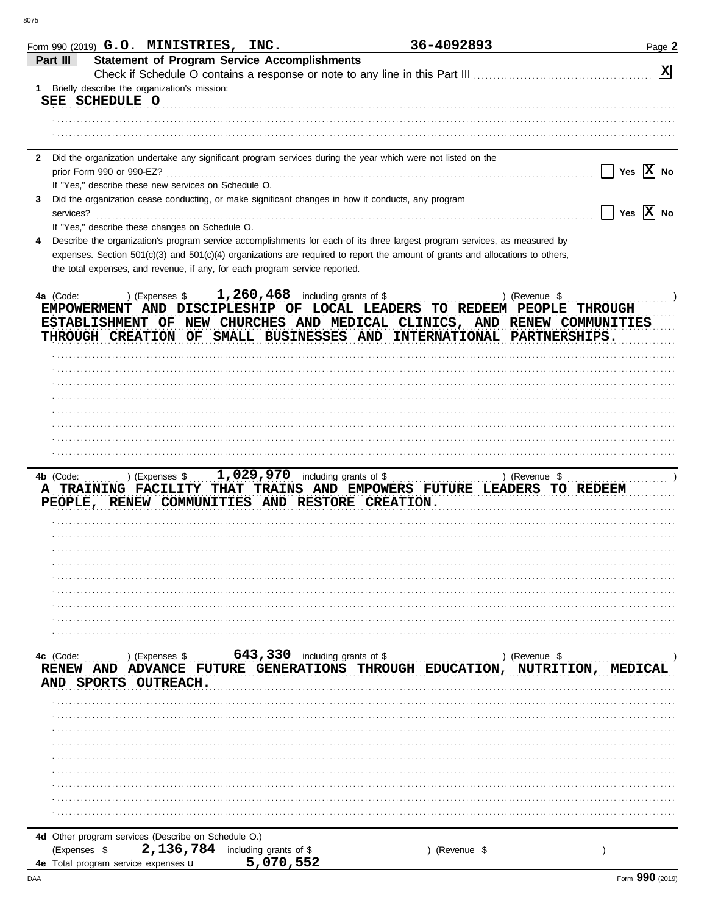Form 990 (2019) **G.O. MINISTRIES, INC.** **36-4092893** Page **2**

## Part III Statement of Program Service Accomplishments

Check if Schedule O contains a response or note to any line in this Part III [X]

**1** Briefly describe the organization's mission:

SEE SCHEDULE O

**2** Did the organization undertake any significant program services during the year which were not listed on the prior Form 990 or 990-EZ? [ ] Yes [X] No

If "Yes," describe these new services on Schedule O.

**3** Did the organization cease conducting, or make significant changes in how it conducts, any program services? [ ] Yes [X] No

If "Yes," describe these changes on Schedule O.

**4** Describe the organization's program service accomplishments for each of its three largest program services, as measured by expenses. Section 501(c)(3) and 501(c)(4) organizations are required to report the amount of grants and allocations to others, the total expenses, and revenue, if any, for each program service reported.

**4a** (Code: ) (Expenses $ 1,260,468 including grants of $ ) (Revenue $ )

EMPOWERMENT AND DISCIPLESHIP OF LOCAL LEADERS TO REDEEM PEOPLE THROUGH ESTABLISHMENT OF NEW CHURCHES AND MEDICAL CLINICS, AND RENEW COMMUNITIES THROUGH CREATION OF SMALL BUSINESSES AND INTERNATIONAL PARTNERSHIPS.

**4b** (Code: ) (Expenses $ 1,029,970 including grants of $ ) (Revenue $ )

A TRAINING FACILITY THAT TRAINS AND EMPOWERS FUTURE LEADERS TO REDEEM PEOPLE, RENEW COMMUNITIES AND RESTORE CREATION.

**4c** (Code: ) (Expenses $ 643,330 including grants of $ ) (Revenue $ )

RENEW AND ADVANCE FUTURE GENERATIONS THROUGH EDUCATION, NUTRITION, MEDICAL AND SPORTS OUTREACH.

**4d** Other program services (Describe on Schedule O.)

(Expenses $ 2,136,784 including grants of $ ) (Revenue $ )

**4e** Total program service expenses 5,070,552

Form **990** (2019)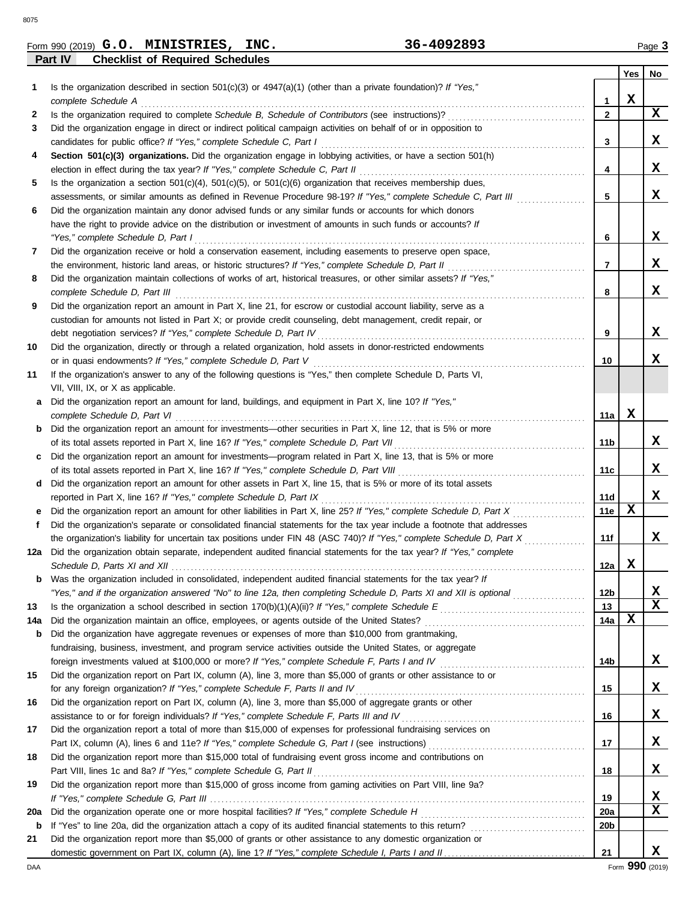Form 990 (2019) **G.O. MINISTRIES, INC.** **36-4092893** Page **3**

## Part IV Checklist of Required Schedules

| | | | Yes | No |
|---|---|---|---|---|
| 1 | Is the organization described in section 501(c)(3) or 4947(a)(1) (other than a private foundation)? *If "Yes," complete Schedule A* | 1 | X | |
| 2 | Is the organization required to complete *Schedule B, Schedule of Contributors* (see instructions)? | 2 | | X |
| 3 | Did the organization engage in direct or indirect political campaign activities on behalf of or in opposition to candidates for public office? *If "Yes," complete Schedule C, Part I* | 3 | | X |
| 4 | **Section 501(c)(3) organizations.** Did the organization engage in lobbying activities, or have a section 501(h) election in effect during the tax year? *If "Yes," complete Schedule C, Part II* | 4 | | X |
| 5 | Is the organization a section 501(c)(4), 501(c)(5), or 501(c)(6) organization that receives membership dues, assessments, or similar amounts as defined in Revenue Procedure 98-19? *If "Yes," complete Schedule C, Part III* | 5 | | X |
| 6 | Did the organization maintain any donor advised funds or any similar funds or accounts for which donors have the right to provide advice on the distribution or investment of amounts in such funds or accounts? *If "Yes," complete Schedule D, Part I* | 6 | | X |
| 7 | Did the organization receive or hold a conservation easement, including easements to preserve open space, the environment, historic land areas, or historic structures? *If "Yes," complete Schedule D, Part II* | 7 | | X |
| 8 | Did the organization maintain collections of works of art, historical treasures, or other similar assets? *If "Yes," complete Schedule D, Part III* | 8 | | X |
| 9 | Did the organization report an amount in Part X, line 21, for escrow or custodial account liability, serve as a custodian for amounts not listed in Part X; or provide credit counseling, debt management, credit repair, or debt negotiation services? *If "Yes," complete Schedule D, Part IV* | 9 | | X |
| 10 | Did the organization, directly or through a related organization, hold assets in donor-restricted endowments or in quasi endowments? *If "Yes," complete Schedule D, Part V* | 10 | | X |
| 11 | If the organization's answer to any of the following questions is "Yes," then complete Schedule D, Parts VI, VII, VIII, IX, or X as applicable. | | | |
| a | Did the organization report an amount for land, buildings, and equipment in Part X, line 10? *If "Yes," complete Schedule D, Part VI* | 11a | X | |
| b | Did the organization report an amount for investments—other securities in Part X, line 12, that is 5% or more of its total assets reported in Part X, line 16? *If "Yes," complete Schedule D, Part VII* | 11b | | X |
| c | Did the organization report an amount for investments—program related in Part X, line 13, that is 5% or more of its total assets reported in Part X, line 16? *If "Yes," complete Schedule D, Part VIII* | 11c | | X |
| d | Did the organization report an amount for other assets in Part X, line 15, that is 5% or more of its total assets reported in Part X, line 16? *If "Yes," complete Schedule D, Part IX* | 11d | | X |
| e | Did the organization report an amount for other liabilities in Part X, line 25? *If "Yes," complete Schedule D, Part X* | 11e | X | |
| f | Did the organization's separate or consolidated financial statements for the tax year include a footnote that addresses the organization's liability for uncertain tax positions under FIN 48 (ASC 740)? *If "Yes," complete Schedule D, Part X* | 11f | | X |
| 12a | Did the organization obtain separate, independent audited financial statements for the tax year? *If "Yes," complete Schedule D, Parts XI and XII* | 12a | X | |
| b | Was the organization included in consolidated, independent audited financial statements for the tax year? *If "Yes," and if the organization answered "No" to line 12a, then completing Schedule D, Parts XI and XII is optional* | 12b | | X |
| 13 | Is the organization a school described in section 170(b)(1)(A)(ii)? *If "Yes," complete Schedule E* | 13 | | X |
| 14a | Did the organization maintain an office, employees, or agents outside of the United States? | 14a | X | |
| b | Did the organization have aggregate revenues or expenses of more than $10,000 from grantmaking, fundraising, business, investment, and program service activities outside the United States, or aggregate foreign investments valued at $100,000 or more? *If "Yes," complete Schedule F, Parts I and IV* | 14b | | X |
| 15 | Did the organization report on Part IX, column (A), line 3, more than $5,000 of grants or other assistance to or for any foreign organization? *If "Yes," complete Schedule F, Parts II and IV* | 15 | | X |
| 16 | Did the organization report on Part IX, column (A), line 3, more than $5,000 of aggregate grants or other assistance to or for foreign individuals? *If "Yes," complete Schedule F, Parts III and IV* | 16 | | X |
| 17 | Did the organization report a total of more than $15,000 of expenses for professional fundraising services on Part IX, column (A), lines 6 and 11e? *If "Yes," complete Schedule G, Part I* (see instructions) | 17 | | X |
| 18 | Did the organization report more than $15,000 total of fundraising event gross income and contributions on Part VIII, lines 1c and 8a? *If "Yes," complete Schedule G, Part II* | 18 | | X |
| 19 | Did the organization report more than $15,000 of gross income from gaming activities on Part VIII, line 9a? *If "Yes," complete Schedule G, Part III* | 19 | | X |
| 20a | Did the organization operate one or more hospital facilities? *If "Yes," complete Schedule H* | 20a | | X |
| b | If "Yes" to line 20a, did the organization attach a copy of its audited financial statements to this return? | 20b | | |
| 21 | Did the organization report more than $5,000 of grants or other assistance to any domestic organization or domestic government on Part IX, column (A), line 1? *If "Yes," complete Schedule I, Parts I and II* | 21 | | X |

Form **990** (2019)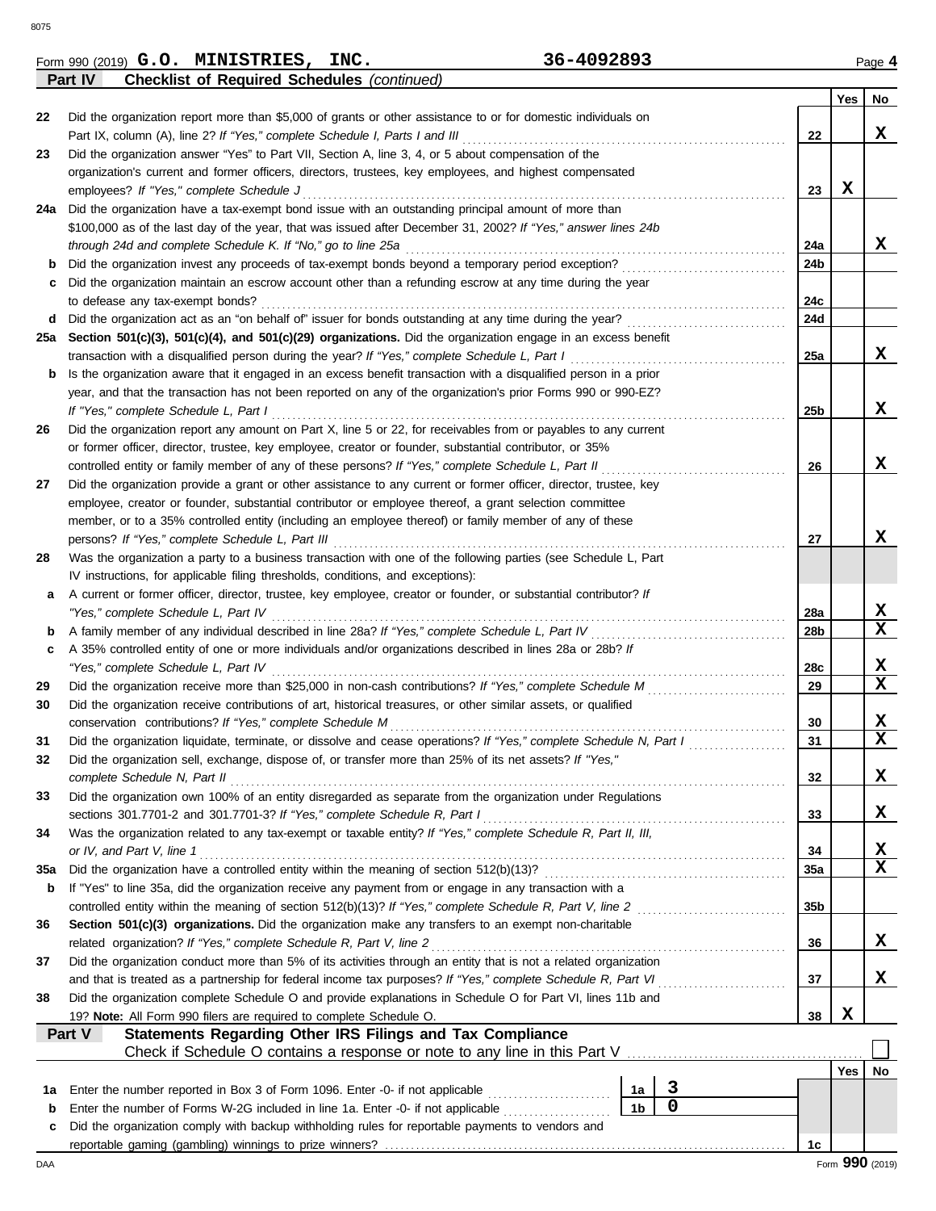Form 990 (2019) **G.O. MINISTRIES, INC.** **36-4092893** Page **4**

**Part IV** **Checklist of Required Schedules** *(continued)*

| | | | Yes | No |
|---|---|---|---|---|
| 22 | Did the organization report more than $5,000 of grants or other assistance to or for domestic individuals on Part IX, column (A), line 2? *If "Yes," complete Schedule I, Parts I and III* | 22 | | X |
| 23 | Did the organization answer "Yes" to Part VII, Section A, line 3, 4, or 5 about compensation of the organization's current and former officers, directors, trustees, key employees, and highest compensated employees? *If "Yes," complete Schedule J* | 23 | X | |
| 24a | Did the organization have a tax-exempt bond issue with an outstanding principal amount of more than $100,000 as of the last day of the year, that was issued after December 31, 2002? *If "Yes," answer lines 24b through 24d and complete Schedule K. If "No," go to line 25a* | 24a | | X |
| b | Did the organization invest any proceeds of tax-exempt bonds beyond a temporary period exception? | 24b | | |
| c | Did the organization maintain an escrow account other than a refunding escrow at any time during the year to defease any tax-exempt bonds? | 24c | | |
| d | Did the organization act as an "on behalf of" issuer for bonds outstanding at any time during the year? | 24d | | |
| 25a | **Section 501(c)(3), 501(c)(4), and 501(c)(29) organizations.** Did the organization engage in an excess benefit transaction with a disqualified person during the year? *If "Yes," complete Schedule L, Part I* | 25a | | X |
| b | Is the organization aware that it engaged in an excess benefit transaction with a disqualified person in a prior year, and that the transaction has not been reported on any of the organization's prior Forms 990 or 990-EZ? *If "Yes," complete Schedule L, Part I* | 25b | | X |
| 26 | Did the organization report any amount on Part X, line 5 or 22, for receivables from or payables to any current or former officer, director, trustee, key employee, creator or founder, substantial contributor, or 35% controlled entity or family member of any of these persons? *If "Yes," complete Schedule L, Part II* | 26 | | X |
| 27 | Did the organization provide a grant or other assistance to any current or former officer, director, trustee, key employee, creator or founder, substantial contributor or employee thereof, a grant selection committee member, or to a 35% controlled entity (including an employee thereof) or family member of any of these persons? *If "Yes," complete Schedule L, Part III* | 27 | | X |
| 28 | Was the organization a party to a business transaction with one of the following parties (see Schedule L, Part IV instructions, for applicable filing thresholds, conditions, and exceptions): | | | |
| a | A current or former officer, director, trustee, key employee, creator or founder, or substantial contributor? *If "Yes," complete Schedule L, Part IV* | 28a | | X |
| b | A family member of any individual described in line 28a? *If "Yes," complete Schedule L, Part IV* | 28b | | X |
| c | A 35% controlled entity of one or more individuals and/or organizations described in lines 28a or 28b? *If "Yes," complete Schedule L, Part IV* | 28c | | X |
| 29 | Did the organization receive more than $25,000 in non-cash contributions? *If "Yes," complete Schedule M* | 29 | | X |
| 30 | Did the organization receive contributions of art, historical treasures, or other similar assets, or qualified conservation contributions? *If "Yes," complete Schedule M* | 30 | | X |
| 31 | Did the organization liquidate, terminate, or dissolve and cease operations? *If "Yes," complete Schedule N, Part I* | 31 | | X |
| 32 | Did the organization sell, exchange, dispose of, or transfer more than 25% of its net assets? *If "Yes," complete Schedule N, Part II* | 32 | | X |
| 33 | Did the organization own 100% of an entity disregarded as separate from the organization under Regulations sections 301.7701-2 and 301.7701-3? *If "Yes," complete Schedule R, Part I* | 33 | | X |
| 34 | Was the organization related to any tax-exempt or taxable entity? *If "Yes," complete Schedule R, Part II, III, or IV, and Part V, line 1* | 34 | | X |
| 35a | Did the organization have a controlled entity within the meaning of section 512(b)(13)? | 35a | | X |
| b | If "Yes" to line 35a, did the organization receive any payment from or engage in any transaction with a controlled entity within the meaning of section 512(b)(13)? *If "Yes," complete Schedule R, Part V, line 2* | 35b | | |
| 36 | **Section 501(c)(3) organizations.** Did the organization make any transfers to an exempt non-charitable related organization? *If "Yes," complete Schedule R, Part V, line 2* | 36 | | X |
| 37 | Did the organization conduct more than 5% of its activities through an entity that is not a related organization and that is treated as a partnership for federal income tax purposes? *If "Yes," complete Schedule R, Part VI* | 37 | | X |
| 38 | Did the organization complete Schedule O and provide explanations in Schedule O for Part VI, lines 11b and 19? **Note:** All Form 990 filers are required to complete Schedule O. | 38 | X | |

**Part V** **Statements Regarding Other IRS Filings and Tax Compliance**

Check if Schedule O contains a response or note to any line in this Part V ☐

| | | | | | Yes | No |
|---|---|---|---|---|---|---|
| 1a | Enter the number reported in Box 3 of Form 1096. Enter -0- if not applicable | 1a | 3 | | | |
| b | Enter the number of Forms W-2G included in line 1a. Enter -0- if not applicable | 1b | 0 | | | |
| c | Did the organization comply with backup withholding rules for reportable payments to vendors and reportable gaming (gambling) winnings to prize winners? | | | 1c | | |

Form **990** (2019)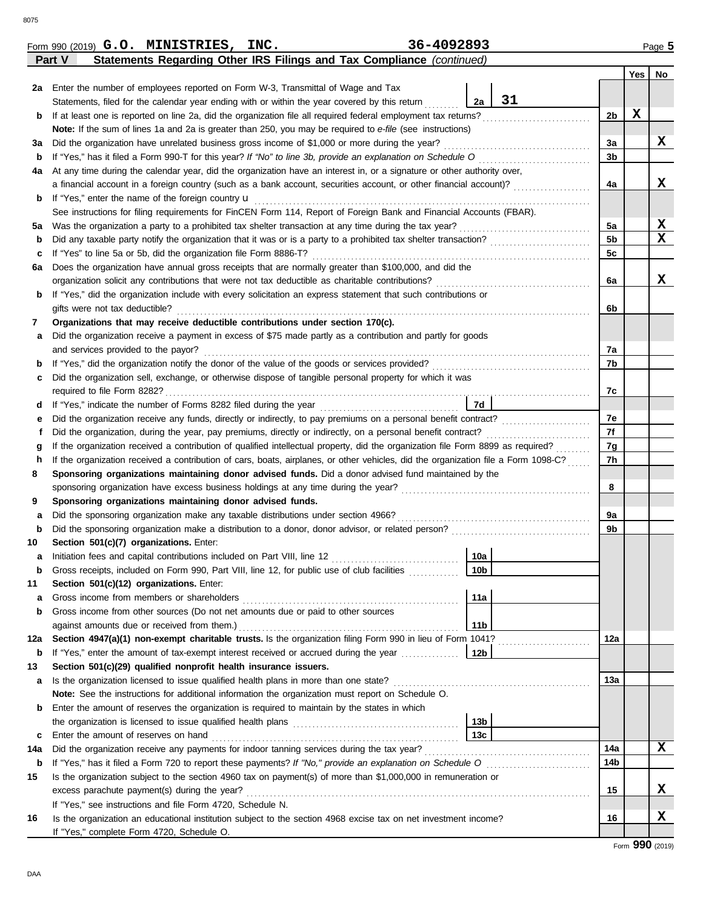Form 990 (2019) **G.O. MINISTRIES, INC.** **36-4092893** Page **5**

**Part V** **Statements Regarding Other IRS Filings and Tax Compliance** *(continued)*

| | | | | Yes | No |
|---|---|---|---|---|---|
| **2a** | Enter the number of employees reported on Form W-3, Transmittal of Wage and Tax Statements, filed for the calendar year ending with or within the year covered by this return | 2a 31 | | | |
| **b** | If at least one is reported on line 2a, did the organization file all required federal employment tax returns? | | 2b | X | |
| | **Note:** If the sum of lines 1a and 2a is greater than 250, you may be required to *e-file* (see instructions) | | | | |
| **3a** | Did the organization have unrelated business gross income of $1,000 or more during the year? | | 3a | | X |
| **b** | If "Yes," has it filed a Form 990-T for this year? *If "No" to line 3b, provide an explanation on Schedule O* | | 3b | | |
| **4a** | At any time during the calendar year, did the organization have an interest in, or a signature or other authority over, a financial account in a foreign country (such as a bank account, securities account, or other financial account)? | | 4a | | X |
| **b** | If "Yes," enter the name of the foreign country u | | | | |
| | See instructions for filing requirements for FinCEN Form 114, Report of Foreign Bank and Financial Accounts (FBAR). | | | | |
| **5a** | Was the organization a party to a prohibited tax shelter transaction at any time during the tax year? | | 5a | | X |
| **b** | Did any taxable party notify the organization that it was or is a party to a prohibited tax shelter transaction? | | 5b | | X |
| **c** | If "Yes" to line 5a or 5b, did the organization file Form 8886-T? | | 5c | | |
| **6a** | Does the organization have annual gross receipts that are normally greater than $100,000, and did the organization solicit any contributions that were not tax deductible as charitable contributions? | | 6a | | X |
| **b** | If "Yes," did the organization include with every solicitation an express statement that such contributions or gifts were not tax deductible? | | 6b | | |
| **7** | **Organizations that may receive deductible contributions under section 170(c).** | | | | |
| **a** | Did the organization receive a payment in excess of $75 made partly as a contribution and partly for goods and services provided to the payor? | | 7a | | |
| **b** | If "Yes," did the organization notify the donor of the value of the goods or services provided? | | 7b | | |
| **c** | Did the organization sell, exchange, or otherwise dispose of tangible personal property for which it was required to file Form 8282? | | 7c | | |
| **d** | If "Yes," indicate the number of Forms 8282 filed during the year | 7d | | | |
| **e** | Did the organization receive any funds, directly or indirectly, to pay premiums on a personal benefit contract? | | 7e | | |
| **f** | Did the organization, during the year, pay premiums, directly or indirectly, on a personal benefit contract? | | 7f | | |
| **g** | If the organization received a contribution of qualified intellectual property, did the organization file Form 8899 as required? | | 7g | | |
| **h** | If the organization received a contribution of cars, boats, airplanes, or other vehicles, did the organization file a Form 1098-C? | | 7h | | |
| **8** | **Sponsoring organizations maintaining donor advised funds.** Did a donor advised fund maintained by the sponsoring organization have excess business holdings at any time during the year? | | 8 | | |
| **9** | **Sponsoring organizations maintaining donor advised funds.** | | | | |
| **a** | Did the sponsoring organization make any taxable distributions under section 4966? | | 9a | | |
| **b** | Did the sponsoring organization make a distribution to a donor, donor advisor, or related person? | | 9b | | |
| **10** | **Section 501(c)(7) organizations.** Enter: | | | | |
| **a** | Initiation fees and capital contributions included on Part VIII, line 12 | 10a | | | |
| **b** | Gross receipts, included on Form 990, Part VIII, line 12, for public use of club facilities | 10b | | | |
| **11** | **Section 501(c)(12) organizations.** Enter: | | | | |
| **a** | Gross income from members or shareholders | 11a | | | |
| **b** | Gross income from other sources (Do not net amounts due or paid to other sources against amounts due or received from them.) | 11b | | | |
| **12a** | **Section 4947(a)(1) non-exempt charitable trusts.** Is the organization filing Form 990 in lieu of Form 1041? | | 12a | | |
| **b** | If "Yes," enter the amount of tax-exempt interest received or accrued during the year | 12b | | | |
| **13** | **Section 501(c)(29) qualified nonprofit health insurance issuers.** | | | | |
| **a** | Is the organization licensed to issue qualified health plans in more than one state? | | 13a | | |
| | **Note:** See the instructions for additional information the organization must report on Schedule O. | | | | |
| **b** | Enter the amount of reserves the organization is required to maintain by the states in which the organization is licensed to issue qualified health plans | 13b | | | |
| **c** | Enter the amount of reserves on hand | 13c | | | |
| **14a** | Did the organization receive any payments for indoor tanning services during the tax year? | | 14a | | X |
| **b** | If "Yes," has it filed a Form 720 to report these payments? *If "No," provide an explanation on Schedule O* | | 14b | | |
| **15** | Is the organization subject to the section 4960 tax on payment(s) of more than $1,000,000 in remuneration or excess parachute payment(s) during the year? | | 15 | | X |
| | If "Yes," see instructions and file Form 4720, Schedule N. | | | | |
| **16** | Is the organization an educational institution subject to the section 4968 excise tax on net investment income? | | 16 | | X |
| | If "Yes," complete Form 4720, Schedule O. | | | | |

Form **990** (2019)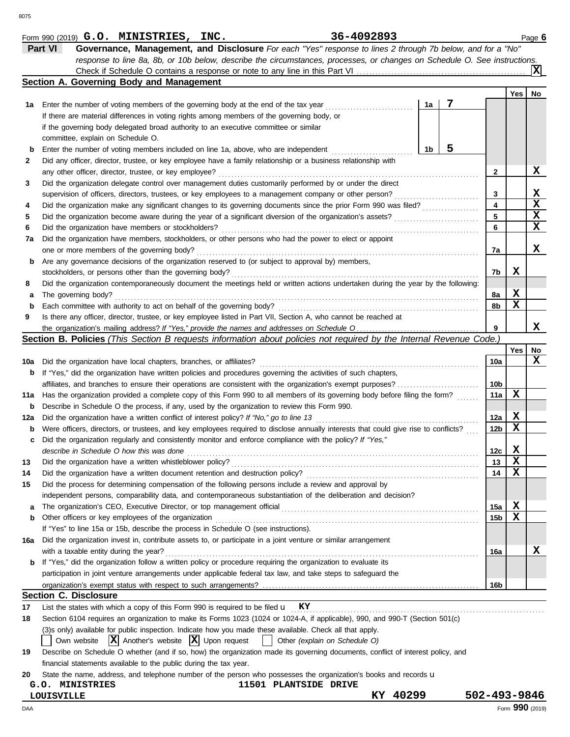Form 990 (2019) **G.O. MINISTRIES, INC.** **36-4092893** Page **6**

## Part VI Governance, Management, and Disclosure

*For each "Yes" response to lines 2 through 7b below, and for a "No" response to line 8a, 8b, or 10b below, describe the circumstances, processes, or changes on Schedule O. See instructions.*

Check if Schedule O contains a response or note to any line in this Part VI . . . [X]

### Section A. Governing Body and Management

| | | | Yes | No |
|---|---|---|---|---|
| 1a | Enter the number of voting members of the governing body at the end of the tax year . . . **1a** 7 <br> If there are material differences in voting rights among members of the governing body, or if the governing body delegated broad authority to an executive committee or similar committee, explain on Schedule O. | | | |
| b | Enter the number of voting members included on line 1a, above, who are independent . . . **1b** 5 | | | |
| 2 | Did any officer, director, trustee, or key employee have a family relationship or a business relationship with any other officer, director, trustee, or key employee? | 2 | | X |
| 3 | Did the organization delegate control over management duties customarily performed by or under the direct supervision of officers, directors, trustees, or key employees to a management company or other person? | 3 | | X |
| 4 | Did the organization make any significant changes to its governing documents since the prior Form 990 was filed? | 4 | | X |
| 5 | Did the organization become aware during the year of a significant diversion of the organization's assets? | 5 | | X |
| 6 | Did the organization have members or stockholders? | 6 | | X |
| 7a | Did the organization have members, stockholders, or other persons who had the power to elect or appoint one or more members of the governing body? | 7a | | X |
| b | Are any governance decisions of the organization reserved to (or subject to approval by) members, stockholders, or persons other than the governing body? | 7b | X | |
| 8 | Did the organization contemporaneously document the meetings held or written actions undertaken during the year by the following: | | | |
| a | The governing body? | 8a | X | |
| b | Each committee with authority to act on behalf of the governing body? | 8b | X | |
| 9 | Is there any officer, director, trustee, or key employee listed in Part VII, Section A, who cannot be reached at the organization's mailing address? *If "Yes," provide the names and addresses on Schedule O* | 9 | | X |

### Section B. Policies *(This Section B requests information about policies not required by the Internal Revenue Code.)*

| | | | Yes | No |
|---|---|---|---|---|
| 10a | Did the organization have local chapters, branches, or affiliates? | 10a | | X |
| b | If "Yes," did the organization have written policies and procedures governing the activities of such chapters, affiliates, and branches to ensure their operations are consistent with the organization's exempt purposes? | 10b | | |
| 11a | Has the organization provided a complete copy of this Form 990 to all members of its governing body before filing the form? | 11a | X | |
| b | Describe in Schedule O the process, if any, used by the organization to review this Form 990. | | | |
| 12a | Did the organization have a written conflict of interest policy? *If "No," go to line 13* | 12a | X | |
| b | Were officers, directors, or trustees, and key employees required to disclose annually interests that could give rise to conflicts? | 12b | X | |
| c | Did the organization regularly and consistently monitor and enforce compliance with the policy? *If "Yes," describe in Schedule O how this was done* | 12c | X | |
| 13 | Did the organization have a written whistleblower policy? | 13 | X | |
| 14 | Did the organization have a written document retention and destruction policy? | 14 | X | |
| 15 | Did the process for determining compensation of the following persons include a review and approval by independent persons, comparability data, and contemporaneous substantiation of the deliberation and decision? | | | |
| a | The organization's CEO, Executive Director, or top management official | 15a | X | |
| b | Other officers or key employees of the organization | 15b | X | |
| | If "Yes" to line 15a or 15b, describe the process in Schedule O (see instructions). | | | |
| 16a | Did the organization invest in, contribute assets to, or participate in a joint venture or similar arrangement with a taxable entity during the year? | 16a | | X |
| b | If "Yes," did the organization follow a written policy or procedure requiring the organization to evaluate its participation in joint venture arrangements under applicable federal tax law, and take steps to safeguard the organization's exempt status with respect to such arrangements? | 16b | | |

### Section C. Disclosure

17 List the states with which a copy of this Form 990 is required to be filed u **KY**

18 Section 6104 requires an organization to make its Forms 1023 (1024 or 1024-A, if applicable), 990, and 990-T (Section 501(c)(3)s only) available for public inspection. Indicate how you made these available. Check all that apply.

[ ] Own website [X] Another's website [X] Upon request [ ] Other *(explain on Schedule O)*

19 Describe on Schedule O whether (and if so, how) the organization made its governing documents, conflict of interest policy, and financial statements available to the public during the tax year.

20 State the name, address, and telephone number of the person who possesses the organization's books and records u

**G.O. MINISTRIES** **11501 PLANTSIDE DRIVE**
**LOUISVILLE** **KY 40299** **502-493-9846**

Form **990** (2019)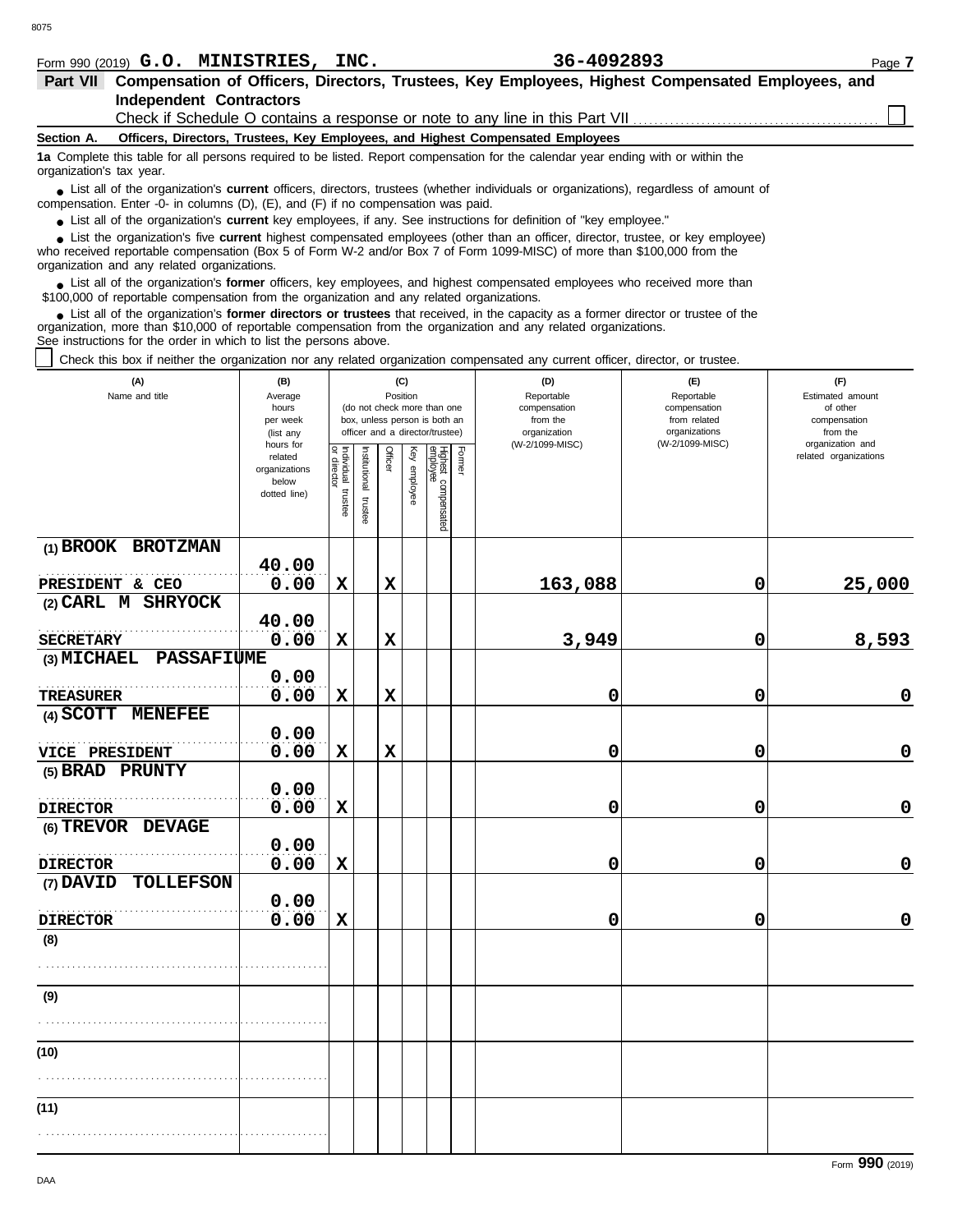Form 990 (2019) **G.O. MINISTRIES, INC.** **36-4092893**

## Part VII Compensation of Officers, Directors, Trustees, Key Employees, Highest Compensated Employees, and Independent Contractors

Check if Schedule O contains a response or note to any line in this Part VII ☐

**Section A. Officers, Directors, Trustees, Key Employees, and Highest Compensated Employees**

**1a** Complete this table for all persons required to be listed. Report compensation for the calendar year ending with or within the organization's tax year.

- List all of the organization's **current** officers, directors, trustees (whether individuals or organizations), regardless of amount of compensation. Enter -0- in columns (D), (E), and (F) if no compensation was paid.
- List all of the organization's **current** key employees, if any. See instructions for definition of "key employee."
- List the organization's five **current** highest compensated employees (other than an officer, director, trustee, or key employee) who received reportable compensation (Box 5 of Form W-2 and/or Box 7 of Form 1099-MISC) of more than $100,000 from the organization and any related organizations.
- List all of the organization's **former** officers, key employees, and highest compensated employees who received more than $100,000 of reportable compensation from the organization and any related organizations.
- List all of the organization's **former directors or trustees** that received, in the capacity as a former director or trustee of the organization, more than $10,000 of reportable compensation from the organization and any related organizations.

See instructions for the order in which to list the persons above.

☐ Check this box if neither the organization nor any related organization compensated any current officer, director, or trustee.

| (A) Name and title | (B) Average hours per week (list any hours for related organizations below dotted line) | (C) Position (do not check more than one box, unless person is both an officer and a director/trustee) | | | | | | (D) Reportable compensation from the organization (W-2/1099-MISC) | (E) Reportable compensation from related organizations (W-2/1099-MISC) | (F) Estimated amount of other compensation from the organization and related organizations |
|---|---|---|---|---|---|---|---|---|---|---|
| | | Individual trustee or director | Institutional trustee | Officer | Key employee | Highest compensated employee | Former | | | |
| (1) BROOK BROTZMAN<br>PRESIDENT & CEO | 40.00<br>0.00 | X | | X | | | | 163,088 | 0 | 25,000 |
| (2) CARL M SHRYOCK<br>SECRETARY | 40.00<br>0.00 | X | | X | | | | 3,949 | 0 | 8,593 |
| (3) MICHAEL PASSAFIUME<br>TREASURER | 0.00<br>0.00 | X | | X | | | | 0 | 0 | 0 |
| (4) SCOTT MENEFEE<br>VICE PRESIDENT | 0.00<br>0.00 | X | | X | | | | 0 | 0 | 0 |
| (5) BRAD PRUNTY<br>DIRECTOR | 0.00<br>0.00 | X | | | | | | 0 | 0 | 0 |
| (6) TREVOR DEVAGE<br>DIRECTOR | 0.00<br>0.00 | X | | | | | | 0 | 0 | 0 |
| (7) DAVID TOLLEFSON<br>DIRECTOR | 0.00<br>0.00 | X | | | | | | 0 | 0 | 0 |
| (8) | | | | | | | | | | |
| (9) | | | | | | | | | | |
| (10) | | | | | | | | | | |
| (11) | | | | | | | | | | |

Form **990** (2019)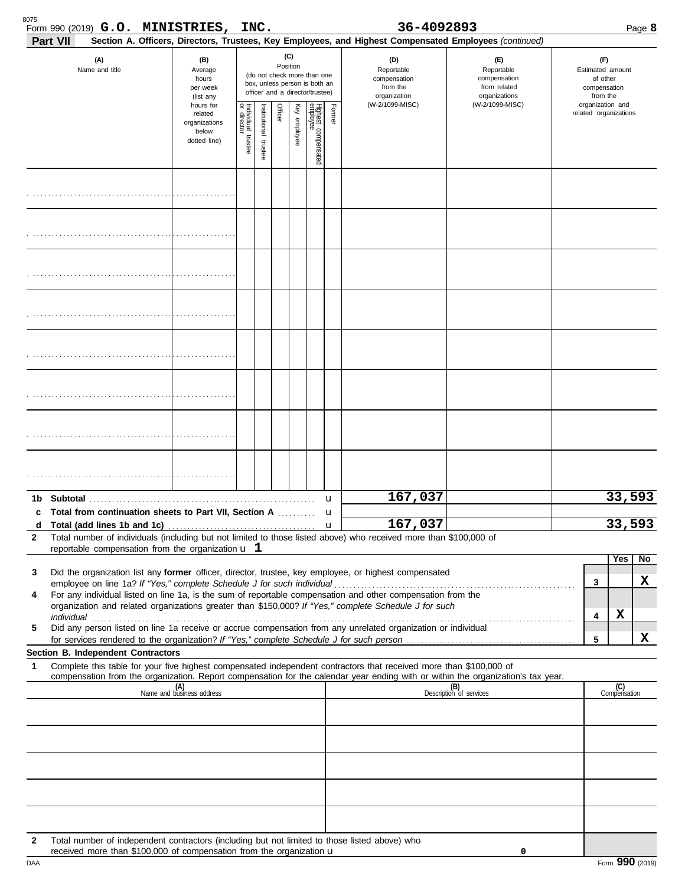Form 990 (2019) **G.O. MINISTRIES, INC.** **36-4092893** Page **8**

**Part VII** **Section A. Officers, Directors, Trustees, Key Employees, and Highest Compensated Employees** *(continued)*

| (A) Name and title | (B) Average hours per week (list any hours for related organizations below dotted line) | (C) Position (do not check more than one box, unless person is both an officer and a director/trustee) | | | | | | (D) Reportable compensation from the organization (W-2/1099-MISC) | (E) Reportable compensation from related organizations (W-2/1099-MISC) | (F) Estimated amount of other compensation from the organization and related organizations |
|---|---|---|---|---|---|---|---|---|---|---|
| | | Individual trustee or director | Institutional trustee | Officer | Key employee | Highest compensated employee | Former | | | |
| | | | | | | | | | | |
| | | | | | | | | | | |
| | | | | | | | | | | |
| | | | | | | | | | | |
| | | | | | | | | | | |
| | | | | | | | | | | |
| | | | | | | | | | | |
| | | | | | | | | | | |
| **1b Subtotal** | | | | | | | | 167,037 | | 33,593 |
| **c Total from continuation sheets to Part VII, Section A** | | | | | | | | | | |
| **d Total (add lines 1b and 1c)** | | | | | | | | 167,037 | | 33,593 |

**2** Total number of individuals (including but not limited to those listed above) who received more than $100,000 of reportable compensation from the organization u **1**

| | | | Yes | No |
|---|---|---|---|---|
| **3** | Did the organization list any **former** officer, director, trustee, key employee, or highest compensated employee on line 1a? *If "Yes," complete Schedule J for such individual* | 3 | | X |
| **4** | For any individual listed on line 1a, is the sum of reportable compensation and other compensation from the organization and related organizations greater than $150,000? *If "Yes," complete Schedule J for such individual* | 4 | X | |
| **5** | Did any person listed on line 1a receive or accrue compensation from any unrelated organization or individual for services rendered to the organization? *If "Yes," complete Schedule J for such person* | 5 | | X |

**Section B. Independent Contractors**

**1** Complete this table for your five highest compensated independent contractors that received more than $100,000 of compensation from the organization. Report compensation for the calendar year ending with or within the organization's tax year.

| (A) Name and business address | (B) Description of services | (C) Compensation |
|---|---|---|
| | | |
| | | |
| | | |
| | | |
| | | |

**2** Total number of independent contractors (including but not limited to those listed above) who received more than $100,000 of compensation from the organization u **0**

DAA Form **990** (2019)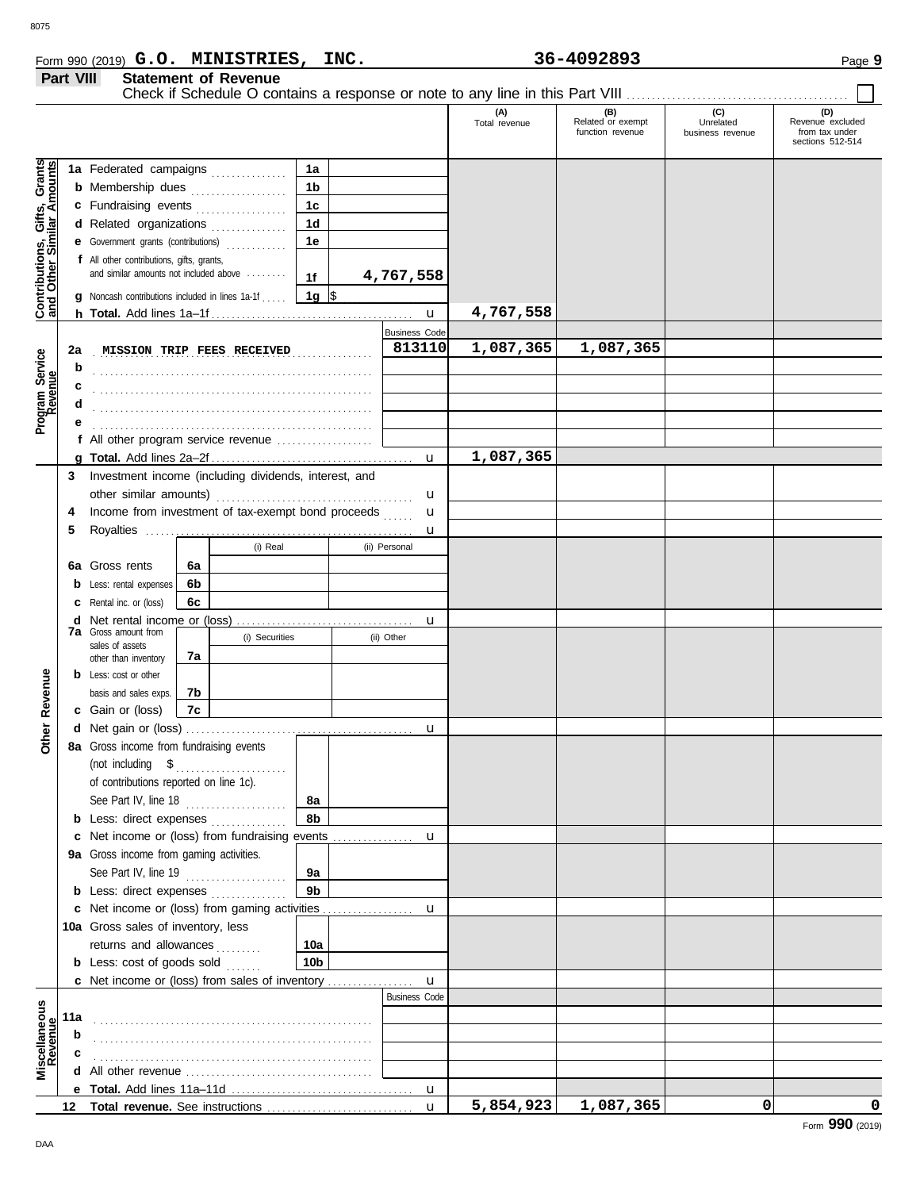Form 990 (2019) **G.O. MINISTRIES, INC.** **36-4092893**

## Part VIII Statement of Revenue

Check if Schedule O contains a response or note to any line in this Part VIII ☐

| | | | (A) Total revenue | (B) Related or exempt function revenue | (C) Unrelated business revenue | (D) Revenue excluded from tax under sections 512-514 |
|---|---|---|---|---|---|---|
| **Contributions, Gifts, Grants and Other Similar Amounts** | 1a Federated campaigns | 1a | | | | |
| | b Membership dues | 1b | | | | |
| | c Fundraising events | 1c | | | | |
| | d Related organizations | 1d | | | | |
| | e Government grants (contributions) | 1e | | | | |
| | f All other contributions, gifts, grants, and similar amounts not included above | 1f 4,767,558 | | | | |
| | g Noncash contributions included in lines 1a-1f | 1g $ | | | | |
| | h **Total.** Add lines 1a–1f | | 4,767,558 | | | |
| **Program Service Revenue** | | Business Code | | | | |
| | 2a MISSION TRIP FEES RECEIVED | 813110 | 1,087,365 | 1,087,365 | | |
| | b | | | | | |
| | c | | | | | |
| | d | | | | | |
| | e | | | | | |
| | f All other program service revenue | | | | | |
| | g **Total.** Add lines 2a–2f | | 1,087,365 | | | |
| **Other Revenue** | 3 Investment income (including dividends, interest, and other similar amounts) | | | | | |
| | 4 Income from investment of tax-exempt bond proceeds | | | | | |
| | 5 Royalties | | | | | |
| | | (i) Real / (ii) Personal | | | | |
| | 6a Gross rents | 6a | | | | |
| | b Less: rental expenses | 6b | | | | |
| | c Rental inc. or (loss) | 6c | | | | |
| | d Net rental income or (loss) | | | | | |
| | | (i) Securities / (ii) Other | | | | |
| | 7a Gross amount from sales of assets other than inventory | 7a | | | | |
| | b Less: cost or other basis and sales exps. | 7b | | | | |
| | c Gain or (loss) | 7c | | | | |
| | d Net gain or (loss) | | | | | |
| | 8a Gross income from fundraising events (not including $ of contributions reported on line 1c). See Part IV, line 18 | 8a | | | | |
| | b Less: direct expenses | 8b | | | | |
| | c Net income or (loss) from fundraising events | | | | | |
| | 9a Gross income from gaming activities. See Part IV, line 19 | 9a | | | | |
| | b Less: direct expenses | 9b | | | | |
| | c Net income or (loss) from gaming activities | | | | | |
| | 10a Gross sales of inventory, less returns and allowances | 10a | | | | |
| | b Less: cost of goods sold | 10b | | | | |
| | c Net income or (loss) from sales of inventory | | | | | |
| **Miscellaneous Revenue** | | Business Code | | | | |
| | 11a | | | | | |
| | b | | | | | |
| | c | | | | | |
| | d All other revenue | | | | | |
| | e **Total.** Add lines 11a–11d | | | | | |
| | 12 **Total revenue.** See instructions | | 5,854,923 | 1,087,365 | 0 | 0 |

Form **990** (2019)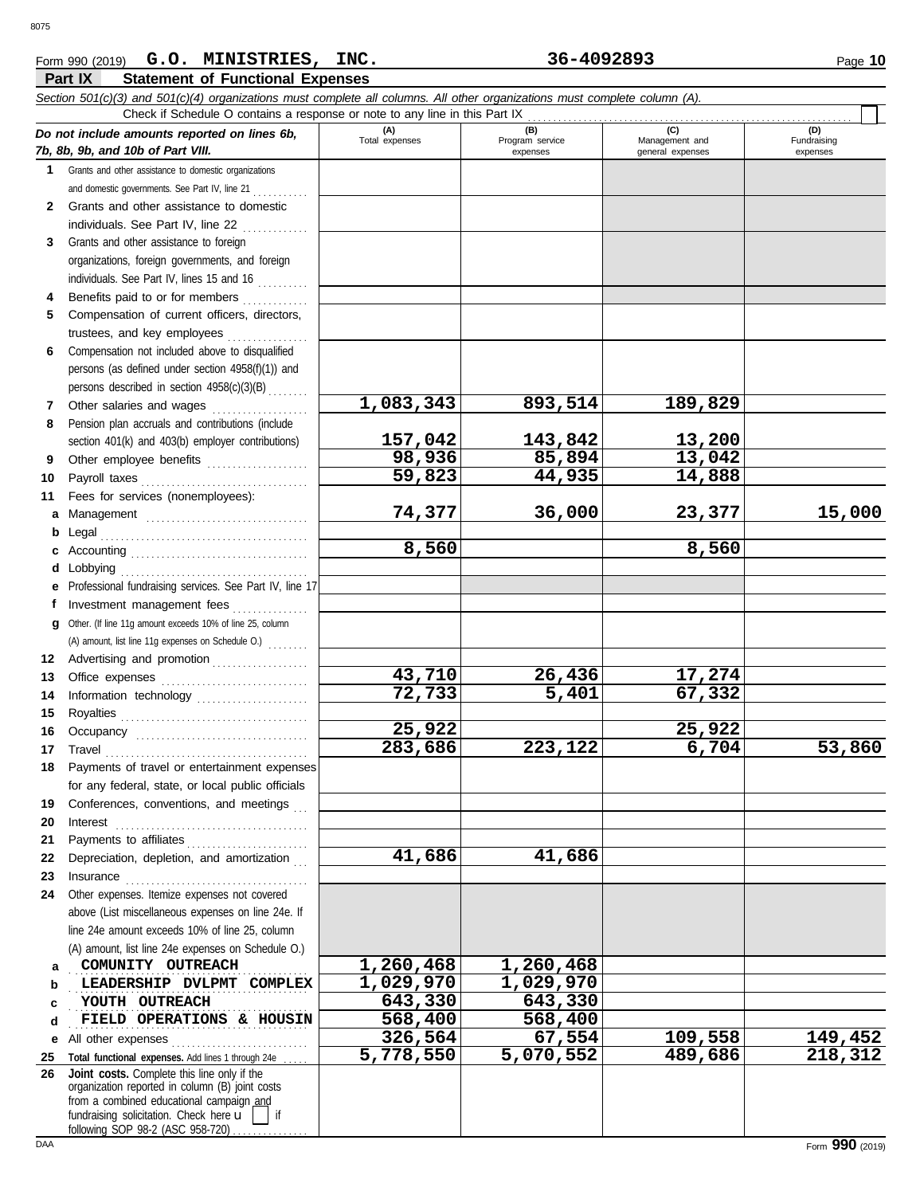Form 990 (2019) **G.O. MINISTRIES, INC.** **36-4092893** Page **10**

## Part IX Statement of Functional Expenses

*Section 501(c)(3) and 501(c)(4) organizations must complete all columns. All other organizations must complete column (A).*

Check if Schedule O contains a response or note to any line in this Part IX

| *Do not include amounts reported on lines 6b, 7b, 8b, 9b, and 10b of Part VIII.* | (A) Total expenses | (B) Program service expenses | (C) Management and general expenses | (D) Fundraising expenses |
|---|---|---|---|---|
| **1** Grants and other assistance to domestic organizations and domestic governments. See Part IV, line 21 | | | | |
| **2** Grants and other assistance to domestic individuals. See Part IV, line 22 | | | | |
| **3** Grants and other assistance to foreign organizations, foreign governments, and foreign individuals. See Part IV, lines 15 and 16 | | | | |
| **4** Benefits paid to or for members | | | | |
| **5** Compensation of current officers, directors, trustees, and key employees | | | | |
| **6** Compensation not included above to disqualified persons (as defined under section 4958(f)(1)) and persons described in section 4958(c)(3)(B) | | | | |
| **7** Other salaries and wages | 1,083,343 | 893,514 | 189,829 | |
| **8** Pension plan accruals and contributions (include section 401(k) and 403(b) employer contributions) | 157,042 | 143,842 | 13,200 | |
| **9** Other employee benefits | 98,936 | 85,894 | 13,042 | |
| **10** Payroll taxes | 59,823 | 44,935 | 14,888 | |
| **11** Fees for services (nonemployees): | | | | |
| **a** Management | 74,377 | 36,000 | 23,377 | 15,000 |
| **b** Legal | | | | |
| **c** Accounting | 8,560 | | 8,560 | |
| **d** Lobbying | | | | |
| **e** Professional fundraising services. See Part IV, line 17 | | | | |
| **f** Investment management fees | | | | |
| **g** Other. (If line 11g amount exceeds 10% of line 25, column (A) amount, list line 11g expenses on Schedule O.) | | | | |
| **12** Advertising and promotion | | | | |
| **13** Office expenses | 43,710 | 26,436 | 17,274 | |
| **14** Information technology | 72,733 | 5,401 | 67,332 | |
| **15** Royalties | | | | |
| **16** Occupancy | 25,922 | | 25,922 | |
| **17** Travel | 283,686 | 223,122 | 6,704 | 53,860 |
| **18** Payments of travel or entertainment expenses for any federal, state, or local public officials | | | | |
| **19** Conferences, conventions, and meetings | | | | |
| **20** Interest | | | | |
| **21** Payments to affiliates | | | | |
| **22** Depreciation, depletion, and amortization | 41,686 | 41,686 | | |
| **23** Insurance | | | | |
| **24** Other expenses. Itemize expenses not covered above (List miscellaneous expenses on line 24e. If line 24e amount exceeds 10% of line 25, column (A) amount, list line 24e expenses on Schedule O.) | | | | |
| **a** COMUNITY OUTREACH | 1,260,468 | 1,260,468 | | |
| **b** LEADERSHIP DVLPMT COMPLEX | 1,029,970 | 1,029,970 | | |
| **c** YOUTH OUTREACH | 643,330 | 643,330 | | |
| **d** FIELD OPERATIONS & HOUSIN | 568,400 | 568,400 | | |
| **e** All other expenses | 326,564 | 67,554 | 109,558 | 149,452 |
| **25** **Total functional expenses.** Add lines 1 through 24e | 5,778,550 | 5,070,552 | 489,686 | 218,312 |
| **26** **Joint costs.** Complete this line only if the organization reported in column (B) joint costs from a combined educational campaign and fundraising solicitation. Check here ☐ if following SOP 98-2 (ASC 958-720) | | | | |

DAA Form **990** (2019)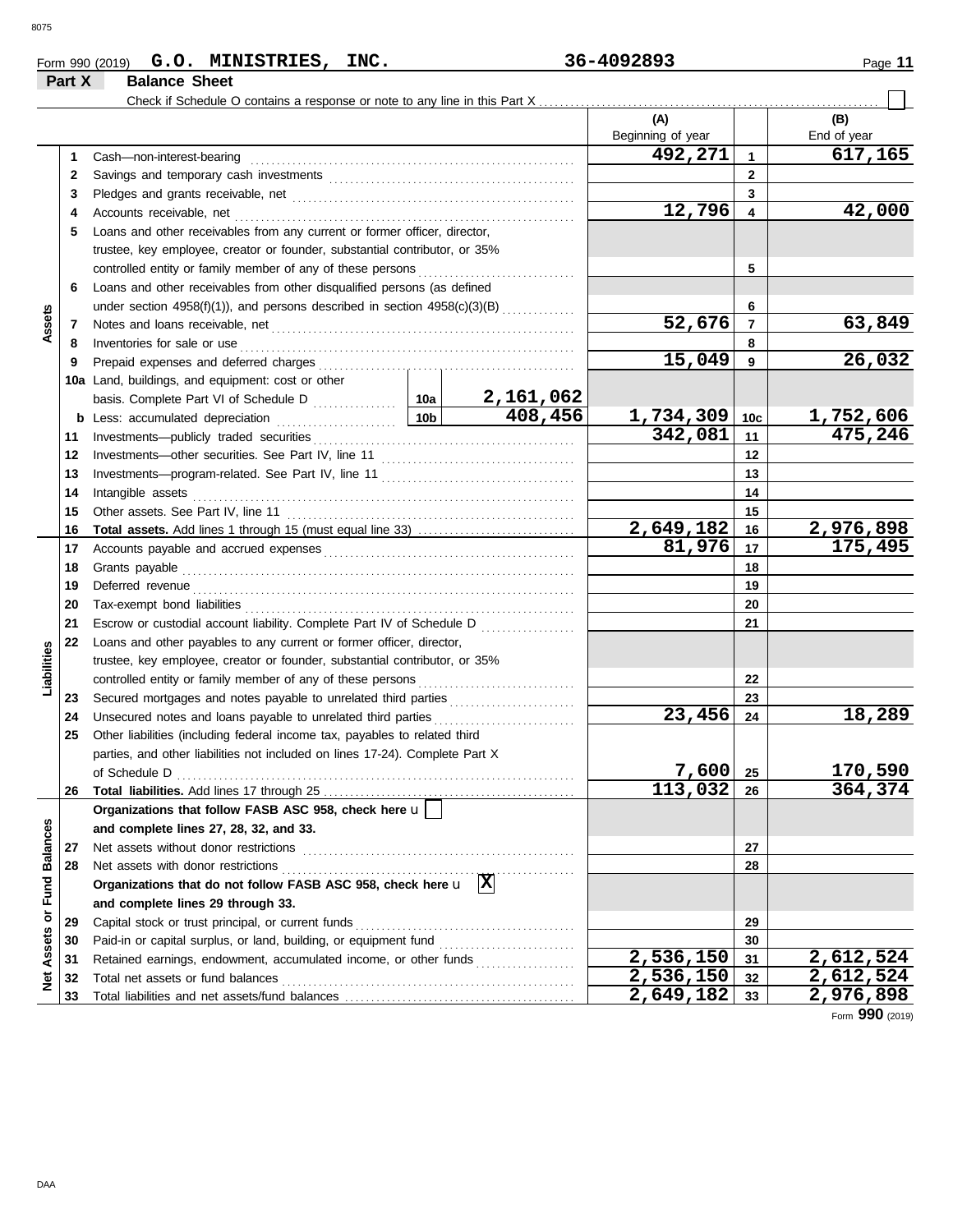Form 990 (2019) **G.O. MINISTRIES, INC.** **36-4092893**

**Part X** **Balance Sheet**

Check if Schedule O contains a response or note to any line in this Part X ☐

| | | Description | | | (A) Beginning of year | | (B) End of year |
|---|---|---|---|---|---|---|---|
| **Assets** | 1 | Cash—non-interest-bearing | | | 492,271 | 1 | 617,165 |
| | 2 | Savings and temporary cash investments | | | | 2 | |
| | 3 | Pledges and grants receivable, net | | | | 3 | |
| | 4 | Accounts receivable, net | | | 12,796 | 4 | 42,000 |
| | 5 | Loans and other receivables from any current or former officer, director, trustee, key employee, creator or founder, substantial contributor, or 35% controlled entity or family member of any of these persons | | | | 5 | |
| | 6 | Loans and other receivables from other disqualified persons (as defined under section 4958(f)(1)), and persons described in section 4958(c)(3)(B) | | | | 6 | |
| | 7 | Notes and loans receivable, net | | | 52,676 | 7 | 63,849 |
| | 8 | Inventories for sale or use | | | | 8 | |
| | 9 | Prepaid expenses and deferred charges | | | 15,049 | 9 | 26,032 |
| | 10a | Land, buildings, and equipment: cost or other basis. Complete Part VI of Schedule D | 10a | 2,161,062 | | | |
| | b | Less: accumulated depreciation | 10b | 408,456 | 1,734,309 | 10c | 1,752,606 |
| | 11 | Investments—publicly traded securities | | | 342,081 | 11 | 475,246 |
| | 12 | Investments—other securities. See Part IV, line 11 | | | | 12 | |
| | 13 | Investments—program-related. See Part IV, line 11 | | | | 13 | |
| | 14 | Intangible assets | | | | 14 | |
| | 15 | Other assets. See Part IV, line 11 | | | | 15 | |
| | 16 | **Total assets.** Add lines 1 through 15 (must equal line 33) | | | 2,649,182 | 16 | 2,976,898 |
| **Liabilities** | 17 | Accounts payable and accrued expenses | | | 81,976 | 17 | 175,495 |
| | 18 | Grants payable | | | | 18 | |
| | 19 | Deferred revenue | | | | 19 | |
| | 20 | Tax-exempt bond liabilities | | | | 20 | |
| | 21 | Escrow or custodial account liability. Complete Part IV of Schedule D | | | | 21 | |
| | 22 | Loans and other payables to any current or former officer, director, trustee, key employee, creator or founder, substantial contributor, or 35% controlled entity or family member of any of these persons | | | | 22 | |
| | 23 | Secured mortgages and notes payable to unrelated third parties | | | | 23 | |
| | 24 | Unsecured notes and loans payable to unrelated third parties | | | 23,456 | 24 | 18,289 |
| | 25 | Other liabilities (including federal income tax, payables to related third parties, and other liabilities not included on lines 17-24). Complete Part X of Schedule D | | | 7,600 | 25 | 170,590 |
| | 26 | **Total liabilities.** Add lines 17 through 25 | | | 113,032 | 26 | 364,374 |
| **Net Assets or Fund Balances** | | **Organizations that follow FASB ASC 958, check here** ☐ **and complete lines 27, 28, 32, and 33.** | | | | | |
| | 27 | Net assets without donor restrictions | | | | 27 | |
| | 28 | Net assets with donor restrictions | | | | 28 | |
| | | **Organizations that do not follow FASB ASC 958, check here** ☒ **and complete lines 29 through 33.** | | | | | |
| | 29 | Capital stock or trust principal, or current funds | | | | 29 | |
| | 30 | Paid-in or capital surplus, or land, building, or equipment fund | | | | 30 | |
| | 31 | Retained earnings, endowment, accumulated income, or other funds | | | 2,536,150 | 31 | 2,612,524 |
| | 32 | Total net assets or fund balances | | | 2,536,150 | 32 | 2,612,524 |
| | 33 | Total liabilities and net assets/fund balances | | | 2,649,182 | 33 | 2,976,898 |

Form **990** (2019)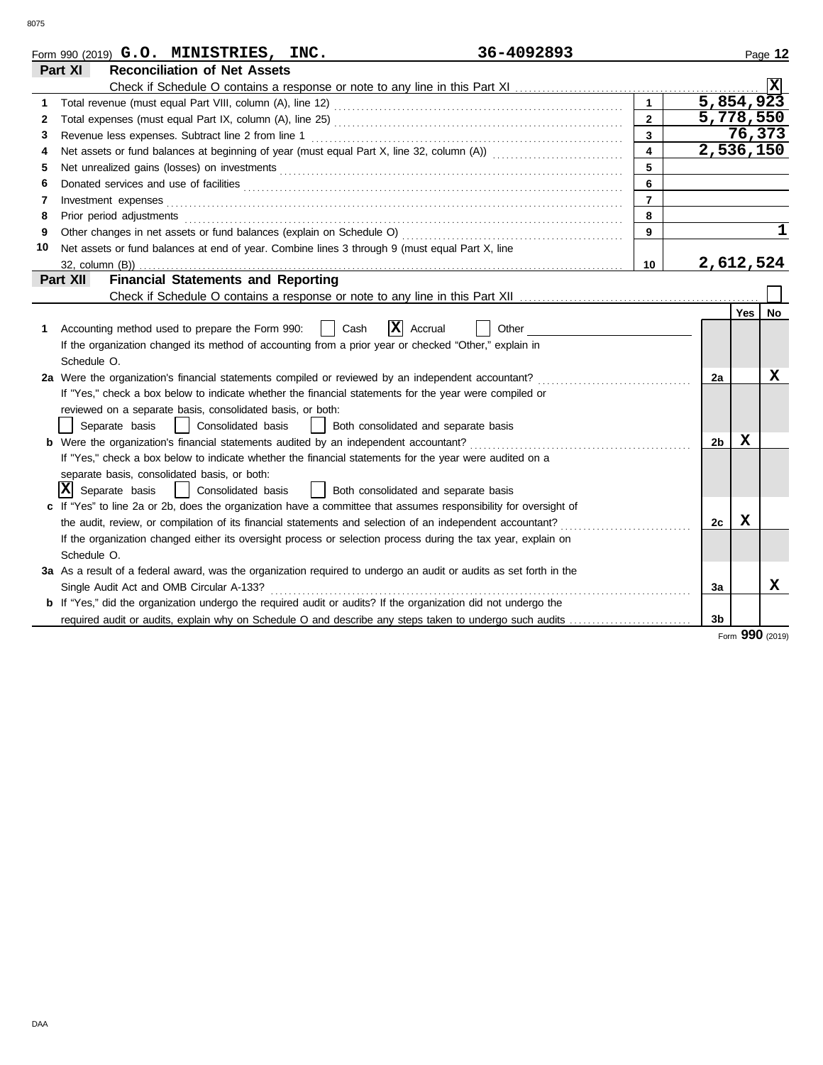Form 990 (2019) **G.O. MINISTRIES, INC.** **36-4092893**

## Part XI Reconciliation of Net Assets

Check if Schedule O contains a response or note to any line in this Part XI .......... [X]

| | | | |
|---|---|---|---|
| 1 | Total revenue (must equal Part VIII, column (A), line 12) | 1 | 5,854,923 |
| 2 | Total expenses (must equal Part IX, column (A), line 25) | 2 | 5,778,550 |
| 3 | Revenue less expenses. Subtract line 2 from line 1 | 3 | 76,373 |
| 4 | Net assets or fund balances at beginning of year (must equal Part X, line 32, column (A)) | 4 | 2,536,150 |
| 5 | Net unrealized gains (losses) on investments | 5 | |
| 6 | Donated services and use of facilities | 6 | |
| 7 | Investment expenses | 7 | |
| 8 | Prior period adjustments | 8 | |
| 9 | Other changes in net assets or fund balances (explain on Schedule O) | 9 | 1 |
| 10 | Net assets or fund balances at end of year. Combine lines 3 through 9 (must equal Part X, line 32, column (B)) | 10 | 2,612,524 |

## Part XII Financial Statements and Reporting

Check if Schedule O contains a response or note to any line in this Part XII .......... [ ]

| | | | Yes | No |
|---|---|---|---|---|
| 1 | Accounting method used to prepare the Form 990: [ ] Cash [X] Accrual [ ] Other<br>If the organization changed its method of accounting from a prior year or checked "Other," explain in Schedule O. | | | |
| 2a | Were the organization's financial statements compiled or reviewed by an independent accountant?<br>If "Yes," check a box below to indicate whether the financial statements for the year were compiled or reviewed on a separate basis, consolidated basis, or both:<br>[ ] Separate basis [ ] Consolidated basis [ ] Both consolidated and separate basis | 2a | | X |
| b | Were the organization's financial statements audited by an independent accountant?<br>If "Yes," check a box below to indicate whether the financial statements for the year were audited on a separate basis, consolidated basis, or both:<br>[X] Separate basis [ ] Consolidated basis [ ] Both consolidated and separate basis | 2b | X | |
| c | If "Yes" to line 2a or 2b, does the organization have a committee that assumes responsibility for oversight of the audit, review, or compilation of its financial statements and selection of an independent accountant?<br>If the organization changed either its oversight process or selection process during the tax year, explain on Schedule O. | 2c | X | |
| 3a | As a result of a federal award, was the organization required to undergo an audit or audits as set forth in the Single Audit Act and OMB Circular A-133? | 3a | | X |
| b | If "Yes," did the organization undergo the required audit or audits? If the organization did not undergo the required audit or audits, explain why on Schedule O and describe any steps taken to undergo such audits | 3b | | |

Form **990** (2019)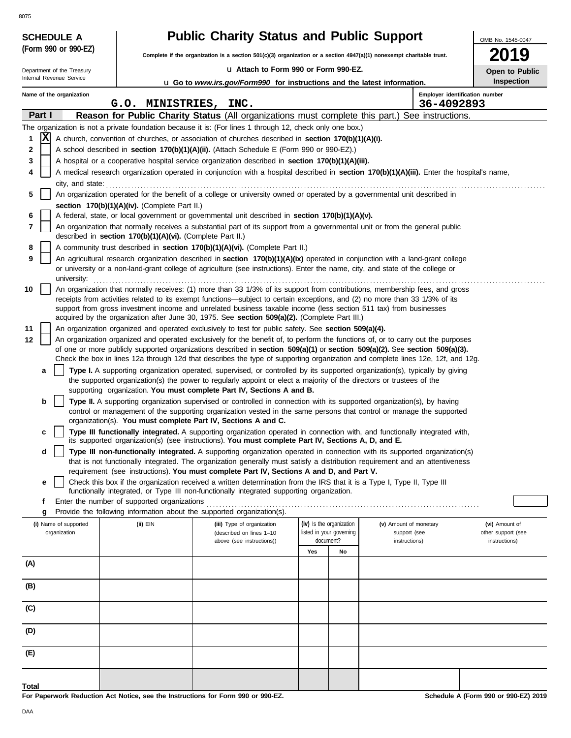8075

**SCHEDULE A**
**(Form 990 or 990-EZ)**

Department of the Treasury
Internal Revenue Service

# Public Charity Status and Public Support

**Complete if the organization is a section 501(c)(3) organization or a section 4947(a)(1) nonexempt charitable trust.**

u **Attach to Form 990 or Form 990-EZ.**

u **Go to *www.irs.gov/Form990* for instructions and the latest information.**

OMB No. 1545-0047

**2019**

**Open to Public Inspection**

Name of the organization: G.O. MINISTRIES, INC.

Employer identification number: 36-4092893

## Part I — Reason for Public Charity Status (All organizations must complete this part.) See instructions.

The organization is not a private foundation because it is: (For lines 1 through 12, check only one box.)

1. [X] A church, convention of churches, or association of churches described in **section 170(b)(1)(A)(i).**
2. [ ] A school described in **section 170(b)(1)(A)(ii).** (Attach Schedule E (Form 990 or 990-EZ).)
3. [ ] A hospital or a cooperative hospital service organization described in **section 170(b)(1)(A)(iii).**
4. [ ] A medical research organization operated in conjunction with a hospital described in **section 170(b)(1)(A)(iii).** Enter the hospital's name, city, and state:
5. [ ] An organization operated for the benefit of a college or university owned or operated by a governmental unit described in **section 170(b)(1)(A)(iv).** (Complete Part II.)
6. [ ] A federal, state, or local government or governmental unit described in **section 170(b)(1)(A)(v).**
7. [ ] An organization that normally receives a substantial part of its support from a governmental unit or from the general public described in **section 170(b)(1)(A)(vi).** (Complete Part II.)
8. [ ] A community trust described in **section 170(b)(1)(A)(vi).** (Complete Part II.)
9. [ ] An agricultural research organization described in **section 170(b)(1)(A)(ix)** operated in conjunction with a land-grant college or university or a non-land-grant college of agriculture (see instructions). Enter the name, city, and state of the college or university:
10. [ ] An organization that normally receives: (1) more than 33 1/3% of its support from contributions, membership fees, and gross receipts from activities related to its exempt functions—subject to certain exceptions, and (2) no more than 33 1/3% of its support from gross investment income and unrelated business taxable income (less section 511 tax) from businesses acquired by the organization after June 30, 1975. See **section 509(a)(2).** (Complete Part III.)
11. [ ] An organization organized and operated exclusively to test for public safety. See **section 509(a)(4).**
12. [ ] An organization organized and operated exclusively for the benefit of, to perform the functions of, or to carry out the purposes of one or more publicly supported organizations described in **section 509(a)(1)** or **section 509(a)(2).** See **section 509(a)(3).** Check the box in lines 12a through 12d that describes the type of supporting organization and complete lines 12e, 12f, and 12g.
   - **a** [ ] **Type I.** A supporting organization operated, supervised, or controlled by its supported organization(s), typically by giving the supported organization(s) the power to regularly appoint or elect a majority of the directors or trustees of the supporting organization. **You must complete Part IV, Sections A and B.**
   - **b** [ ] **Type II.** A supporting organization supervised or controlled in connection with its supported organization(s), by having control or management of the supporting organization vested in the same persons that control or manage the supported organization(s). **You must complete Part IV, Sections A and C.**
   - **c** [ ] **Type III functionally integrated.** A supporting organization operated in connection with, and functionally integrated with, its supported organization(s) (see instructions). **You must complete Part IV, Sections A, D, and E.**
   - **d** [ ] **Type III non-functionally integrated.** A supporting organization operated in connection with its supported organization(s) that is not functionally integrated. The organization generally must satisfy a distribution requirement and an attentiveness requirement (see instructions). **You must complete Part IV, Sections A and D, and Part V.**
   - **e** [ ] Check this box if the organization received a written determination from the IRS that it is a Type I, Type II, Type III functionally integrated, or Type III non-functionally integrated supporting organization.
   - **f** Enter the number of supported organizations
   - **g** Provide the following information about the supported organization(s).

| (i) Name of supported organization | (ii) EIN | (iii) Type of organization (described on lines 1–10 above (see instructions)) | (iv) Is the organization listed in your governing document? Yes | No | (v) Amount of monetary support (see instructions) | (vi) Amount of other support (see instructions) |
|---|---|---|---|---|---|---|
| (A) | | | | | | |
| (B) | | | | | | |
| (C) | | | | | | |
| (D) | | | | | | |
| (E) | | | | | | |
| **Total** | | | | | | |

**For Paperwork Reduction Act Notice, see the Instructions for Form 990 or 990-EZ.**

**Schedule A (Form 990 or 990-EZ) 2019**

DAA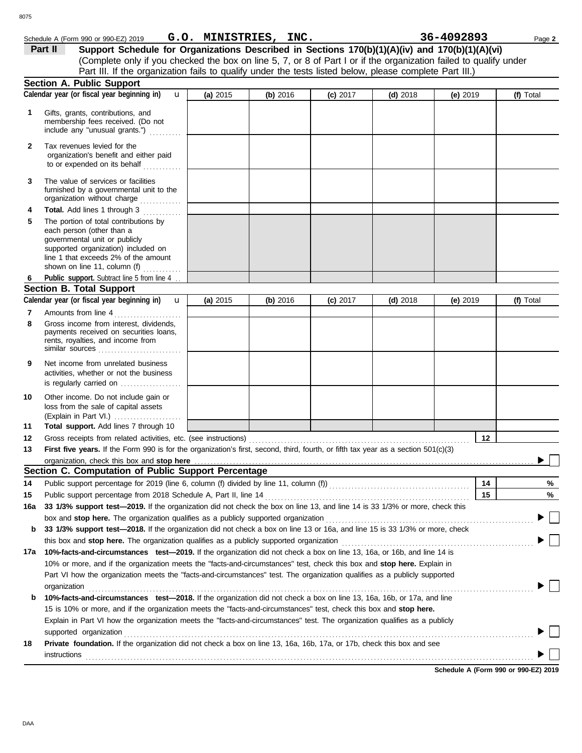Schedule A (Form 990 or 990-EZ) 2019 **G.O. MINISTRIES, INC.** **36-4092893** Page **2**

**Part II** **Support Schedule for Organizations Described in Sections 170(b)(1)(A)(iv) and 170(b)(1)(A)(vi)**
(Complete only if you checked the box on line 5, 7, or 8 of Part I or if the organization failed to qualify under Part III. If the organization fails to qualify under the tests listed below, please complete Part III.)

## Section A. Public Support

| Calendar year (or fiscal year beginning in) | (a) 2015 | (b) 2016 | (c) 2017 | (d) 2018 | (e) 2019 | (f) Total |
|---|---|---|---|---|---|---|
| **1** Gifts, grants, contributions, and membership fees received. (Do not include any "unusual grants.") | | | | | | |
| **2** Tax revenues levied for the organization's benefit and either paid to or expended on its behalf | | | | | | |
| **3** The value of services or facilities furnished by a governmental unit to the organization without charge | | | | | | |
| **4** **Total.** Add lines 1 through 3 | | | | | | |
| **5** The portion of total contributions by each person (other than a governmental unit or publicly supported organization) included on line 1 that exceeds 2% of the amount shown on line 11, column (f) | | | | | | |
| **6** **Public support.** Subtract line 5 from line 4 | | | | | | |

## Section B. Total Support

| Calendar year (or fiscal year beginning in) | (a) 2015 | (b) 2016 | (c) 2017 | (d) 2018 | (e) 2019 | (f) Total |
|---|---|---|---|---|---|---|
| **7** Amounts from line 4 | | | | | | |
| **8** Gross income from interest, dividends, payments received on securities loans, rents, royalties, and income from similar sources | | | | | | |
| **9** Net income from unrelated business activities, whether or not the business is regularly carried on | | | | | | |
| **10** Other income. Do not include gain or loss from the sale of capital assets (Explain in Part VI.) | | | | | | |
| **11** **Total support.** Add lines 7 through 10 | | | | | | |

**12** Gross receipts from related activities, etc. (see instructions) **12**

**13** **First five years.** If the Form 990 is for the organization's first, second, third, fourth, or fifth tax year as a section 501(c)(3) organization, check this box and **stop here** ▶ ☐

## Section C. Computation of Public Support Percentage

**14** Public support percentage for 2019 (line 6, column (f) divided by line 11, column (f)) **14** %

**15** Public support percentage from 2018 Schedule A, Part II, line 14 **15** %

**16a** **33 1/3% support test—2019.** If the organization did not check the box on line 13, and line 14 is 33 1/3% or more, check this box and **stop here.** The organization qualifies as a publicly supported organization ▶ ☐

**b** **33 1/3% support test—2018.** If the organization did not check a box on line 13 or 16a, and line 15 is 33 1/3% or more, check this box and **stop here.** The organization qualifies as a publicly supported organization ▶ ☐

**17a** **10%-facts-and-circumstances test—2019.** If the organization did not check a box on line 13, 16a, or 16b, and line 14 is 10% or more, and if the organization meets the "facts-and-circumstances" test, check this box and **stop here.** Explain in Part VI how the organization meets the "facts-and-circumstances" test. The organization qualifies as a publicly supported organization ▶ ☐

**b** **10%-facts-and-circumstances test—2018.** If the organization did not check a box on line 13, 16a, 16b, or 17a, and line 15 is 10% or more, and if the organization meets the "facts-and-circumstances" test, check this box and **stop here.** Explain in Part VI how the organization meets the "facts-and-circumstances" test. The organization qualifies as a publicly supported organization ▶ ☐

**18** **Private foundation.** If the organization did not check a box on line 13, 16a, 16b, 17a, or 17b, check this box and see instructions ▶ ☐

**Schedule A (Form 990 or 990-EZ) 2019**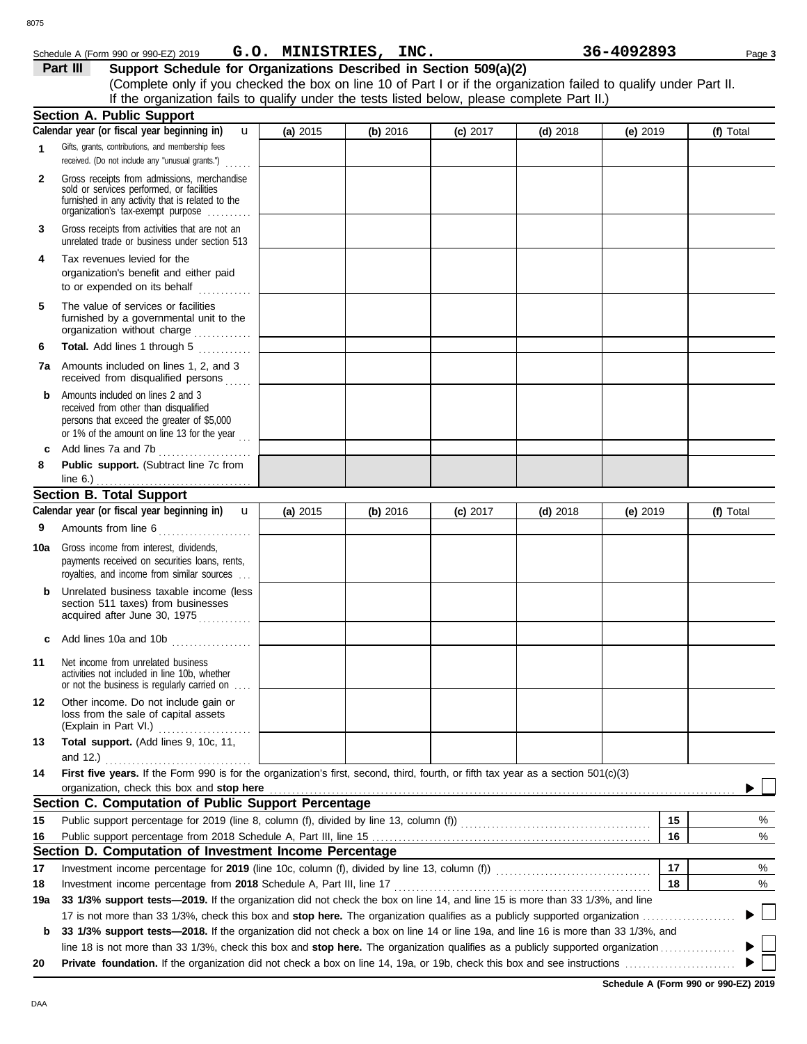Schedule A (Form 990 or 990-EZ) 2019 **G.O. MINISTRIES, INC.** **36-4092893**

## Part III Support Schedule for Organizations Described in Section 509(a)(2)

(Complete only if you checked the box on line 10 of Part I or if the organization failed to qualify under Part II. If the organization fails to qualify under the tests listed below, please complete Part II.)

### Section A. Public Support

| Calendar year (or fiscal year beginning in) | (a) 2015 | (b) 2016 | (c) 2017 | (d) 2018 | (e) 2019 | (f) Total |
|---|---|---|---|---|---|---|
| **1** Gifts, grants, contributions, and membership fees received. (Do not include any "unusual grants.") | | | | | | |
| **2** Gross receipts from admissions, merchandise sold or services performed, or facilities furnished in any activity that is related to the organization's tax-exempt purpose | | | | | | |
| **3** Gross receipts from activities that are not an unrelated trade or business under section 513 | | | | | | |
| **4** Tax revenues levied for the organization's benefit and either paid to or expended on its behalf | | | | | | |
| **5** The value of services or facilities furnished by a governmental unit to the organization without charge | | | | | | |
| **6 Total.** Add lines 1 through 5 | | | | | | |
| **7a** Amounts included on lines 1, 2, and 3 received from disqualified persons | | | | | | |
| **b** Amounts included on lines 2 and 3 received from other than disqualified persons that exceed the greater of $5,000 or 1% of the amount on line 13 for the year | | | | | | |
| **c** Add lines 7a and 7b | | | | | | |
| **8 Public support.** (Subtract line 7c from line 6.) | | | | | | |

### Section B. Total Support

| Calendar year (or fiscal year beginning in) | (a) 2015 | (b) 2016 | (c) 2017 | (d) 2018 | (e) 2019 | (f) Total |
|---|---|---|---|---|---|---|
| **9** Amounts from line 6 | | | | | | |
| **10a** Gross income from interest, dividends, payments received on securities loans, rents, royalties, and income from similar sources | | | | | | |
| **b** Unrelated business taxable income (less section 511 taxes) from businesses acquired after June 30, 1975 | | | | | | |
| **c** Add lines 10a and 10b | | | | | | |
| **11** Net income from unrelated business activities not included in line 10b, whether or not the business is regularly carried on | | | | | | |
| **12** Other income. Do not include gain or loss from the sale of capital assets (Explain in Part VI.) | | | | | | |
| **13 Total support.** (Add lines 9, 10c, 11, and 12.) | | | | | | |

**14 First five years.** If the Form 990 is for the organization's first, second, third, fourth, or fifth tax year as a section 501(c)(3) organization, check this box and **stop here** ▶ ☐

### Section C. Computation of Public Support Percentage

| | | | |
|---|---|---|---|
| **15** | Public support percentage for 2019 (line 8, column (f), divided by line 13, column (f)) | 15 | % |
| **16** | Public support percentage from 2018 Schedule A, Part III, line 15 | 16 | % |

### Section D. Computation of Investment Income Percentage

| | | | |
|---|---|---|---|
| **17** | Investment income percentage for **2019** (line 10c, column (f), divided by line 13, column (f)) | 17 | % |
| **18** | Investment income percentage from **2018** Schedule A, Part III, line 17 | 18 | % |

**19a 33 1/3% support tests—2019.** If the organization did not check the box on line 14, and line 15 is more than 33 1/3%, and line 17 is not more than 33 1/3%, check this box and **stop here.** The organization qualifies as a publicly supported organization ▶ ☐

**b 33 1/3% support tests—2018.** If the organization did not check a box on line 14 or line 19a, and line 16 is more than 33 1/3%, and line 18 is not more than 33 1/3%, check this box and **stop here.** The organization qualifies as a publicly supported organization ▶ ☐

**20 Private foundation.** If the organization did not check a box on line 14, 19a, or 19b, check this box and see instructions ▶ ☐

**Schedule A (Form 990 or 990-EZ) 2019**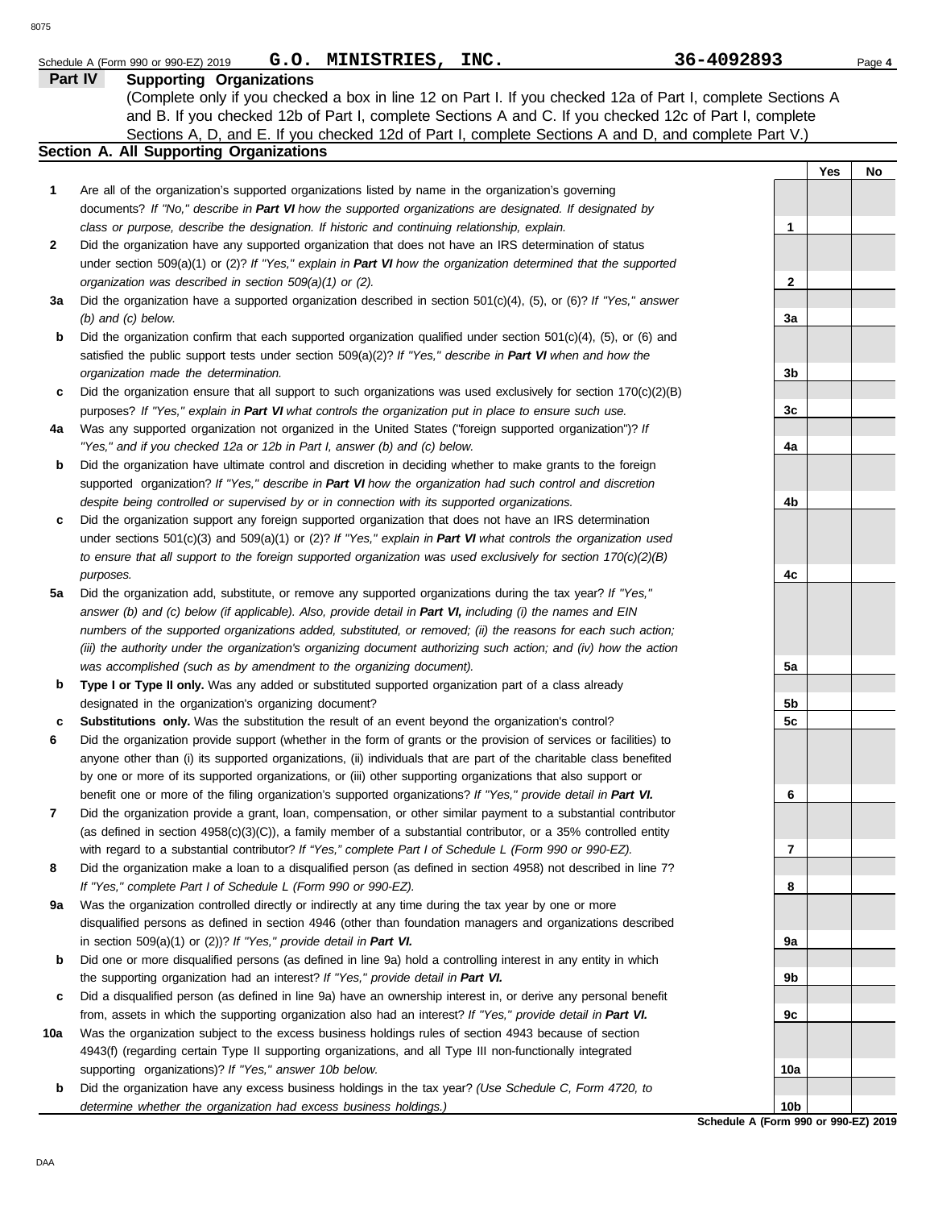Schedule A (Form 990 or 990-EZ) 2019 **G.O. MINISTRIES, INC.** **36-4092893**

## Part IV Supporting Organizations

(Complete only if you checked a box in line 12 on Part I. If you checked 12a of Part I, complete Sections A and B. If you checked 12b of Part I, complete Sections A and C. If you checked 12c of Part I, complete Sections A, D, and E. If you checked 12d of Part I, complete Sections A and D, and complete Part V.)

### Section A. All Supporting Organizations

| | | | Yes | No |
|---|---|---|---|---|
| **1** | Are all of the organization's supported organizations listed by name in the organization's governing documents? *If "No," describe in **Part VI** how the supported organizations are designated. If designated by class or purpose, describe the designation. If historic and continuing relationship, explain.* | 1 | | |
| **2** | Did the organization have any supported organization that does not have an IRS determination of status under section 509(a)(1) or (2)? *If "Yes," explain in **Part VI** how the organization determined that the supported organization was described in section 509(a)(1) or (2).* | 2 | | |
| **3a** | Did the organization have a supported organization described in section 501(c)(4), (5), or (6)? *If "Yes," answer (b) and (c) below.* | 3a | | |
| **b** | Did the organization confirm that each supported organization qualified under section 501(c)(4), (5), or (6) and satisfied the public support tests under section 509(a)(2)? *If "Yes," describe in **Part VI** when and how the organization made the determination.* | 3b | | |
| **c** | Did the organization ensure that all support to such organizations was used exclusively for section 170(c)(2)(B) purposes? *If "Yes," explain in **Part VI** what controls the organization put in place to ensure such use.* | 3c | | |
| **4a** | Was any supported organization not organized in the United States ("foreign supported organization")? *If "Yes," and if you checked 12a or 12b in Part I, answer (b) and (c) below.* | 4a | | |
| **b** | Did the organization have ultimate control and discretion in deciding whether to make grants to the foreign supported organization? *If "Yes," describe in **Part VI** how the organization had such control and discretion despite being controlled or supervised by or in connection with its supported organizations.* | 4b | | |
| **c** | Did the organization support any foreign supported organization that does not have an IRS determination under sections 501(c)(3) and 509(a)(1) or (2)? *If "Yes," explain in **Part VI** what controls the organization used to ensure that all support to the foreign supported organization was used exclusively for section 170(c)(2)(B) purposes.* | 4c | | |
| **5a** | Did the organization add, substitute, or remove any supported organizations during the tax year? *If "Yes," answer (b) and (c) below (if applicable). Also, provide detail in **Part VI,** including (i) the names and EIN numbers of the supported organizations added, substituted, or removed; (ii) the reasons for each such action; (iii) the authority under the organization's organizing document authorizing such action; and (iv) how the action was accomplished (such as by amendment to the organizing document).* | 5a | | |
| **b** | **Type I or Type II only.** Was any added or substituted supported organization part of a class already designated in the organization's organizing document? | 5b | | |
| **c** | **Substitutions only.** Was the substitution the result of an event beyond the organization's control? | 5c | | |
| **6** | Did the organization provide support (whether in the form of grants or the provision of services or facilities) to anyone other than (i) its supported organizations, (ii) individuals that are part of the charitable class benefited by one or more of its supported organizations, or (iii) other supporting organizations that also support or benefit one or more of the filing organization's supported organizations? *If "Yes," provide detail in **Part VI.*** | 6 | | |
| **7** | Did the organization provide a grant, loan, compensation, or other similar payment to a substantial contributor (as defined in section 4958(c)(3)(C)), a family member of a substantial contributor, or a 35% controlled entity with regard to a substantial contributor? *If "Yes," complete Part I of Schedule L (Form 990 or 990-EZ).* | 7 | | |
| **8** | Did the organization make a loan to a disqualified person (as defined in section 4958) not described in line 7? *If "Yes," complete Part I of Schedule L (Form 990 or 990-EZ).* | 8 | | |
| **9a** | Was the organization controlled directly or indirectly at any time during the tax year by one or more disqualified persons as defined in section 4946 (other than foundation managers and organizations described in section 509(a)(1) or (2))? *If "Yes," provide detail in **Part VI.*** | 9a | | |
| **b** | Did one or more disqualified persons (as defined in line 9a) hold a controlling interest in any entity in which the supporting organization had an interest? *If "Yes," provide detail in **Part VI.*** | 9b | | |
| **c** | Did a disqualified person (as defined in line 9a) have an ownership interest in, or derive any personal benefit from, assets in which the supporting organization also had an interest? *If "Yes," provide detail in **Part VI.*** | 9c | | |
| **10a** | Was the organization subject to the excess business holdings rules of section 4943 because of section 4943(f) (regarding certain Type II supporting organizations, and all Type III non-functionally integrated supporting organizations)? *If "Yes," answer 10b below.* | 10a | | |
| **b** | Did the organization have any excess business holdings in the tax year? *(Use Schedule C, Form 4720, to determine whether the organization had excess business holdings.)* | 10b | | |

**Schedule A (Form 990 or 990-EZ) 2019**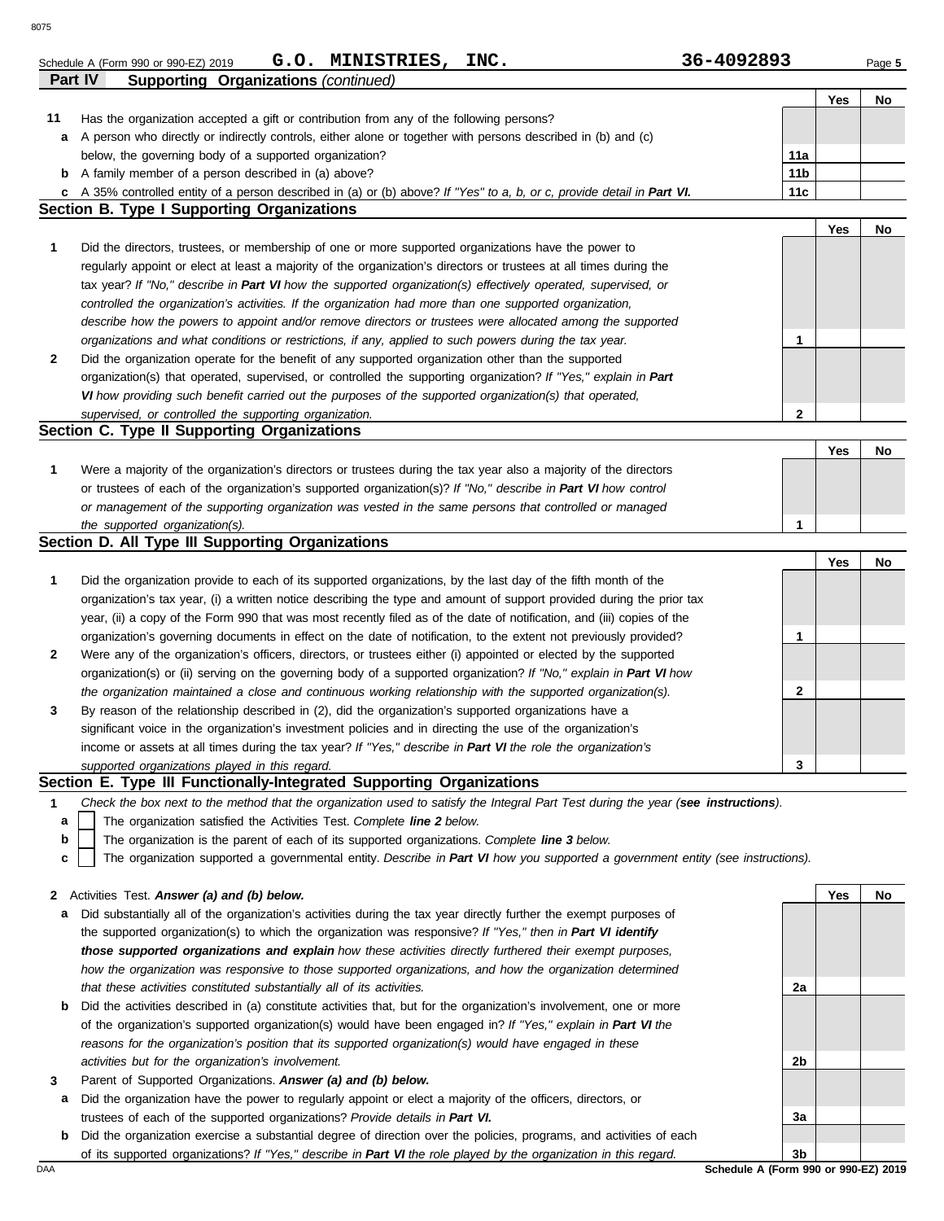Schedule A (Form 990 or 990-EZ) 2019 **G.O. MINISTRIES, INC.** **36-4092893** Page **5**

## Part IV Supporting Organizations *(continued)*

| | | | Yes | No |
|---|---|---|---|---|
| **11** | Has the organization accepted a gift or contribution from any of the following persons? | | | |
| **a** | A person who directly or indirectly controls, either alone or together with persons described in (b) and (c) below, the governing body of a supported organization? | 11a | | |
| **b** | A family member of a person described in (a) above? | 11b | | |
| **c** | A 35% controlled entity of a person described in (a) or (b) above? *If "Yes" to a, b, or c, provide detail in* ***Part VI.*** | 11c | | |

### Section B. Type I Supporting Organizations

| | | | Yes | No |
|---|---|---|---|---|
| **1** | Did the directors, trustees, or membership of one or more supported organizations have the power to regularly appoint or elect at least a majority of the organization's directors or trustees at all times during the tax year? *If "No," describe in* ***Part VI*** *how the supported organization(s) effectively operated, supervised, or controlled the organization's activities. If the organization had more than one supported organization, describe how the powers to appoint and/or remove directors or trustees were allocated among the supported organizations and what conditions or restrictions, if any, applied to such powers during the tax year.* | 1 | | |
| **2** | Did the organization operate for the benefit of any supported organization other than the supported organization(s) that operated, supervised, or controlled the supporting organization? *If "Yes," explain in* ***Part VI*** *how providing such benefit carried out the purposes of the supported organization(s) that operated, supervised, or controlled the supporting organization.* | 2 | | |

### Section C. Type II Supporting Organizations

| | | | Yes | No |
|---|---|---|---|---|
| **1** | Were a majority of the organization's directors or trustees during the tax year also a majority of the directors or trustees of each of the organization's supported organization(s)? *If "No," describe in* ***Part VI*** *how control or management of the supporting organization was vested in the same persons that controlled or managed the supported organization(s).* | 1 | | |

### Section D. All Type III Supporting Organizations

| | | | Yes | No |
|---|---|---|---|---|
| **1** | Did the organization provide to each of its supported organizations, by the last day of the fifth month of the organization's tax year, (i) a written notice describing the type and amount of support provided during the prior tax year, (ii) a copy of the Form 990 that was most recently filed as of the date of notification, and (iii) copies of the organization's governing documents in effect on the date of notification, to the extent not previously provided? | 1 | | |
| **2** | Were any of the organization's officers, directors, or trustees either (i) appointed or elected by the supported organization(s) or (ii) serving on the governing body of a supported organization? *If "No," explain in* ***Part VI*** *how the organization maintained a close and continuous working relationship with the supported organization(s).* | 2 | | |
| **3** | By reason of the relationship described in (2), did the organization's supported organizations have a significant voice in the organization's investment policies and in directing the use of the organization's income or assets at all times during the tax year? *If "Yes," describe in* ***Part VI*** *the role the organization's supported organizations played in this regard.* | 3 | | |

### Section E. Type III Functionally-Integrated Supporting Organizations

**1** *Check the box next to the method that the organization used to satisfy the Integral Part Test during the year (**see instructions**).*

- **a** ☐ The organization satisfied the Activities Test. *Complete **line 2** below.*
- **b** ☐ The organization is the parent of each of its supported organizations. *Complete **line 3** below.*
- **c** ☐ The organization supported a governmental entity. *Describe in **Part VI** how you supported a government entity (see instructions).*

| | | | Yes | No |
|---|---|---|---|---|
| **2** | Activities Test. ***Answer (a) and (b) below.*** | | | |
| **a** | Did substantially all of the organization's activities during the tax year directly further the exempt purposes of the supported organization(s) to which the organization was responsive? *If "Yes," then in* ***Part VI identify those supported organizations and explain*** *how these activities directly furthered their exempt purposes, how the organization was responsive to those supported organizations, and how the organization determined that these activities constituted substantially all of its activities.* | 2a | | |
| **b** | Did the activities described in (a) constitute activities that, but for the organization's involvement, one or more of the organization's supported organization(s) would have been engaged in? *If "Yes," explain in* ***Part VI*** *the reasons for the organization's position that its supported organization(s) would have engaged in these activities but for the organization's involvement.* | 2b | | |
| **3** | Parent of Supported Organizations. ***Answer (a) and (b) below.*** | | | |
| **a** | Did the organization have the power to regularly appoint or elect a majority of the officers, directors, or trustees of each of the supported organizations? *Provide details in* ***Part VI.*** | 3a | | |
| **b** | Did the organization exercise a substantial degree of direction over the policies, programs, and activities of each of its supported organizations? *If "Yes," describe in* ***Part VI*** *the role played by the organization in this regard.* | 3b | | |

**Schedule A (Form 990 or 990-EZ) 2019**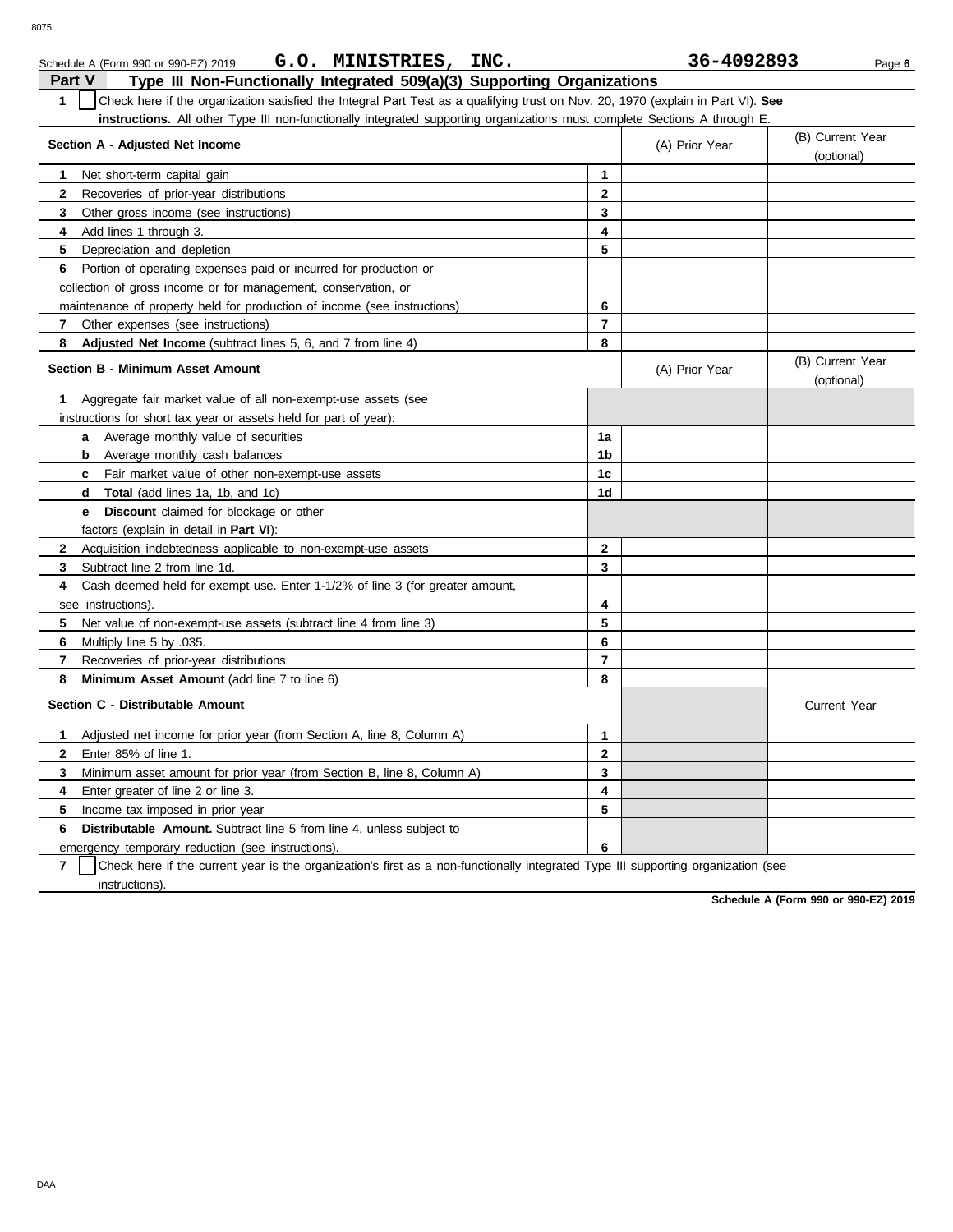Schedule A (Form 990 or 990-EZ) 2019 **G.O. MINISTRIES, INC.** **36-4092893** Page **6**

## Part V Type III Non-Functionally Integrated 509(a)(3) Supporting Organizations

**1** ☐ Check here if the organization satisfied the Integral Part Test as a qualifying trust on Nov. 20, 1970 (explain in Part VI). **See instructions.** All other Type III non-functionally integrated supporting organizations must complete Sections A through E.

| **Section A - Adjusted Net Income** | | (A) Prior Year | (B) Current Year (optional) |
|---|---|---|---|
| **1** Net short-term capital gain | **1** | | |
| **2** Recoveries of prior-year distributions | **2** | | |
| **3** Other gross income (see instructions) | **3** | | |
| **4** Add lines 1 through 3. | **4** | | |
| **5** Depreciation and depletion | **5** | | |
| **6** Portion of operating expenses paid or incurred for production or collection of gross income or for management, conservation, or maintenance of property held for production of income (see instructions) | **6** | | |
| **7** Other expenses (see instructions) | **7** | | |
| **8** **Adjusted Net Income** (subtract lines 5, 6, and 7 from line 4) | **8** | | |

| **Section B - Minimum Asset Amount** | | (A) Prior Year | (B) Current Year (optional) |
|---|---|---|---|
| **1** Aggregate fair market value of all non-exempt-use assets (see instructions for short tax year or assets held for part of year): | | | |
| **a** Average monthly value of securities | **1a** | | |
| **b** Average monthly cash balances | **1b** | | |
| **c** Fair market value of other non-exempt-use assets | **1c** | | |
| **d** **Total** (add lines 1a, 1b, and 1c) | **1d** | | |
| **e** **Discount** claimed for blockage or other factors (explain in detail in **Part VI**): | | | |
| **2** Acquisition indebtedness applicable to non-exempt-use assets | **2** | | |
| **3** Subtract line 2 from line 1d. | **3** | | |
| **4** Cash deemed held for exempt use. Enter 1-1/2% of line 3 (for greater amount, see instructions). | **4** | | |
| **5** Net value of non-exempt-use assets (subtract line 4 from line 3) | **5** | | |
| **6** Multiply line 5 by .035. | **6** | | |
| **7** Recoveries of prior-year distributions | **7** | | |
| **8** **Minimum Asset Amount** (add line 7 to line 6) | **8** | | |

| **Section C - Distributable Amount** | | | Current Year |
|---|---|---|---|
| **1** Adjusted net income for prior year (from Section A, line 8, Column A) | **1** | | |
| **2** Enter 85% of line 1. | **2** | | |
| **3** Minimum asset amount for prior year (from Section B, line 8, Column A) | **3** | | |
| **4** Enter greater of line 2 or line 3. | **4** | | |
| **5** Income tax imposed in prior year | **5** | | |
| **6** **Distributable Amount.** Subtract line 5 from line 4, unless subject to emergency temporary reduction (see instructions). | **6** | | |

**7** ☐ Check here if the current year is the organization's first as a non-functionally integrated Type III supporting organization (see instructions).

**Schedule A (Form 990 or 990-EZ) 2019**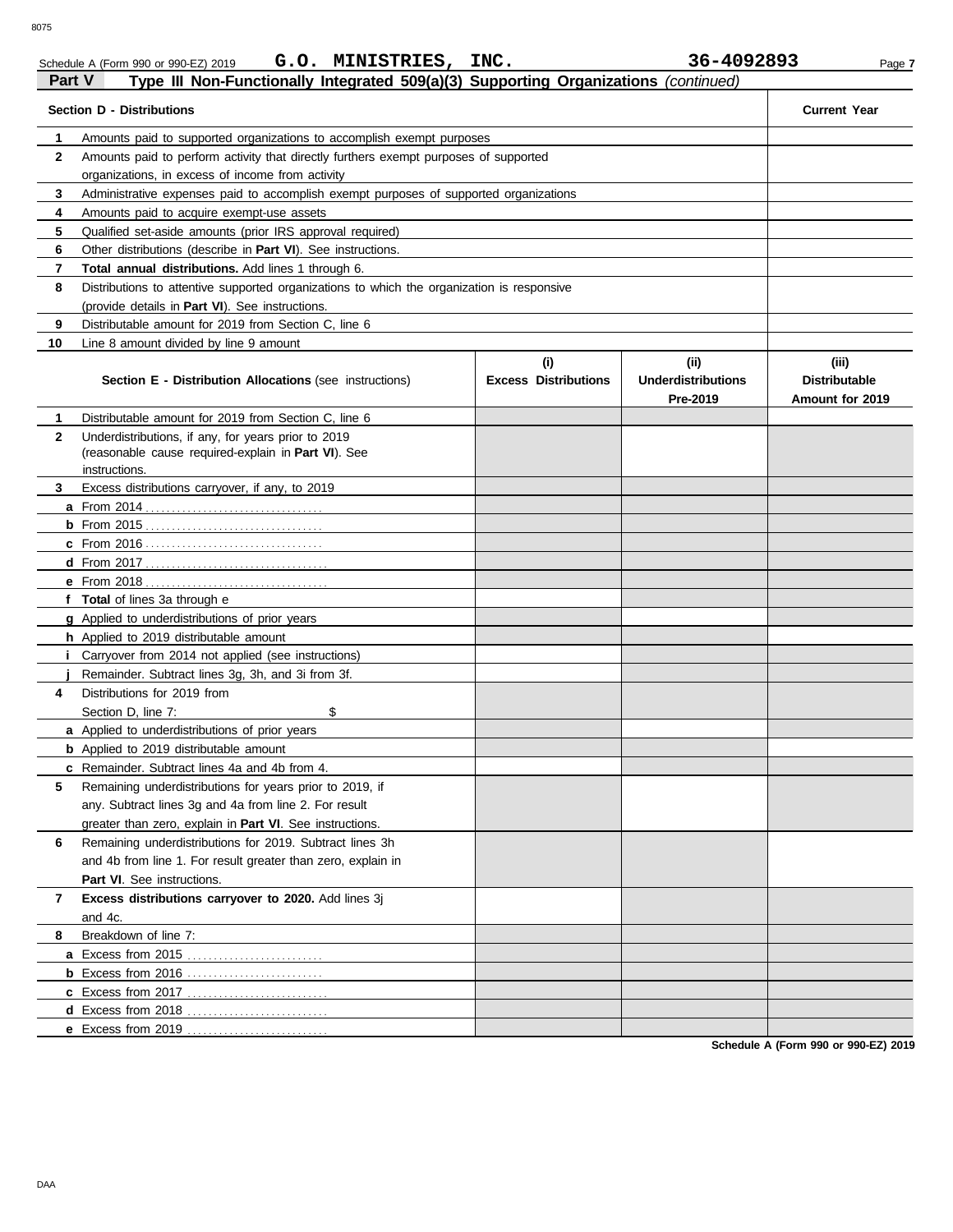Schedule A (Form 990 or 990-EZ) 2019 **G.O. MINISTRIES, INC.** **36-4092893**

## Part V Type III Non-Functionally Integrated 509(a)(3) Supporting Organizations *(continued)*

| | **Section D - Distributions** | **Current Year** |
|---|---|---|
| **1** | Amounts paid to supported organizations to accomplish exempt purposes | |
| **2** | Amounts paid to perform activity that directly furthers exempt purposes of supported organizations, in excess of income from activity | |
| **3** | Administrative expenses paid to accomplish exempt purposes of supported organizations | |
| **4** | Amounts paid to acquire exempt-use assets | |
| **5** | Qualified set-aside amounts (prior IRS approval required) | |
| **6** | Other distributions (describe in **Part VI**). See instructions. | |
| **7** | **Total annual distributions.** Add lines 1 through 6. | |
| **8** | Distributions to attentive supported organizations to which the organization is responsive (provide details in **Part VI**). See instructions. | |
| **9** | Distributable amount for 2019 from Section C, line 6 | |
| **10** | Line 8 amount divided by line 9 amount | |

| | **Section E - Distribution Allocations** (see instructions) | **(i) Excess Distributions** | **(ii) Underdistributions Pre-2019** | **(iii) Distributable Amount for 2019** |
|---|---|---|---|---|
| **1** | Distributable amount for 2019 from Section C, line 6 | | | |
| **2** | Underdistributions, if any, for years prior to 2019 (reasonable cause required-explain in **Part VI**). See instructions. | | | |
| **3** | Excess distributions carryover, if any, to 2019 | | | |
| **a** | From 2014 | | | |
| **b** | From 2015 | | | |
| **c** | From 2016 | | | |
| **d** | From 2017 | | | |
| **e** | From 2018 | | | |
| **f** | **Total** of lines 3a through e | | | |
| **g** | Applied to underdistributions of prior years | | | |
| **h** | Applied to 2019 distributable amount | | | |
| **i** | Carryover from 2014 not applied (see instructions) | | | |
| **j** | Remainder. Subtract lines 3g, 3h, and 3i from 3f. | | | |
| **4** | Distributions for 2019 from Section D, line 7: $ | | | |
| **a** | Applied to underdistributions of prior years | | | |
| **b** | Applied to 2019 distributable amount | | | |
| **c** | Remainder. Subtract lines 4a and 4b from 4. | | | |
| **5** | Remaining underdistributions for years prior to 2019, if any. Subtract lines 3g and 4a from line 2. For result greater than zero, explain in **Part VI**. See instructions. | | | |
| **6** | Remaining underdistributions for 2019. Subtract lines 3h and 4b from line 1. For result greater than zero, explain in **Part VI**. See instructions. | | | |
| **7** | **Excess distributions carryover to 2020.** Add lines 3j and 4c. | | | |
| **8** | Breakdown of line 7: | | | |
| **a** | Excess from 2015 | | | |
| **b** | Excess from 2016 | | | |
| **c** | Excess from 2017 | | | |
| **d** | Excess from 2018 | | | |
| **e** | Excess from 2019 | | | |

**Schedule A (Form 990 or 990-EZ) 2019**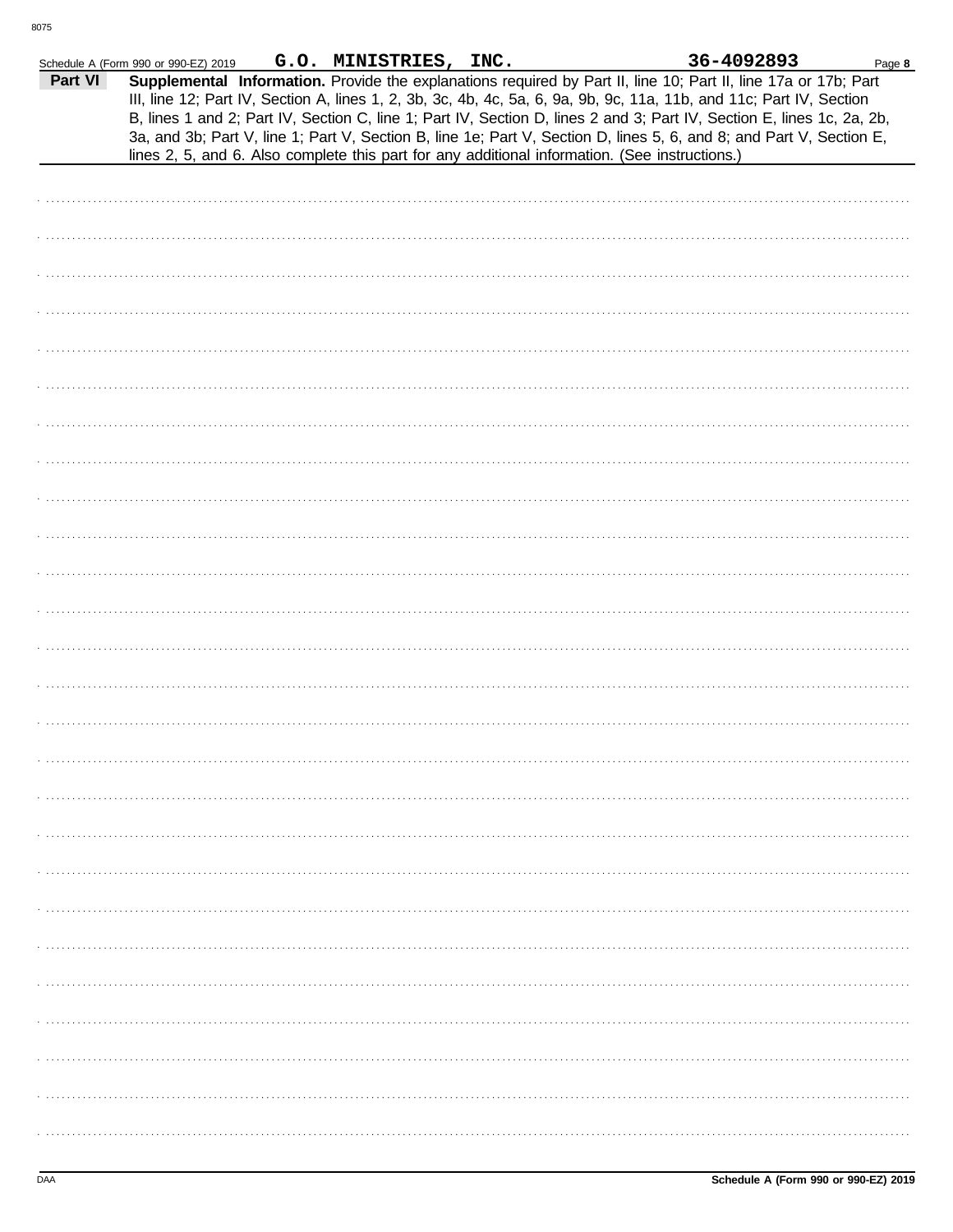Schedule A (Form 990 or 990-EZ) 2019 G.O. MINISTRIES, INC. 36-4092893 Page **8**

## Part VI Supplemental Information.

Provide the explanations required by Part II, line 10; Part II, line 17a or 17b; Part III, line 12; Part IV, Section A, lines 1, 2, 3b, 3c, 4b, 4c, 5a, 6, 9a, 9b, 9c, 11a, 11b, and 11c; Part IV, Section B, lines 1 and 2; Part IV, Section C, line 1; Part IV, Section D, lines 2 and 3; Part IV, Section E, lines 1c, 2a, 2b, 3a, and 3b; Part V, line 1; Part V, Section B, line 1e; Part V, Section D, lines 5, 6, and 8; and Part V, Section E, lines 2, 5, and 6. Also complete this part for any additional information. (See instructions.)

DAA **Schedule A (Form 990 or 990-EZ) 2019**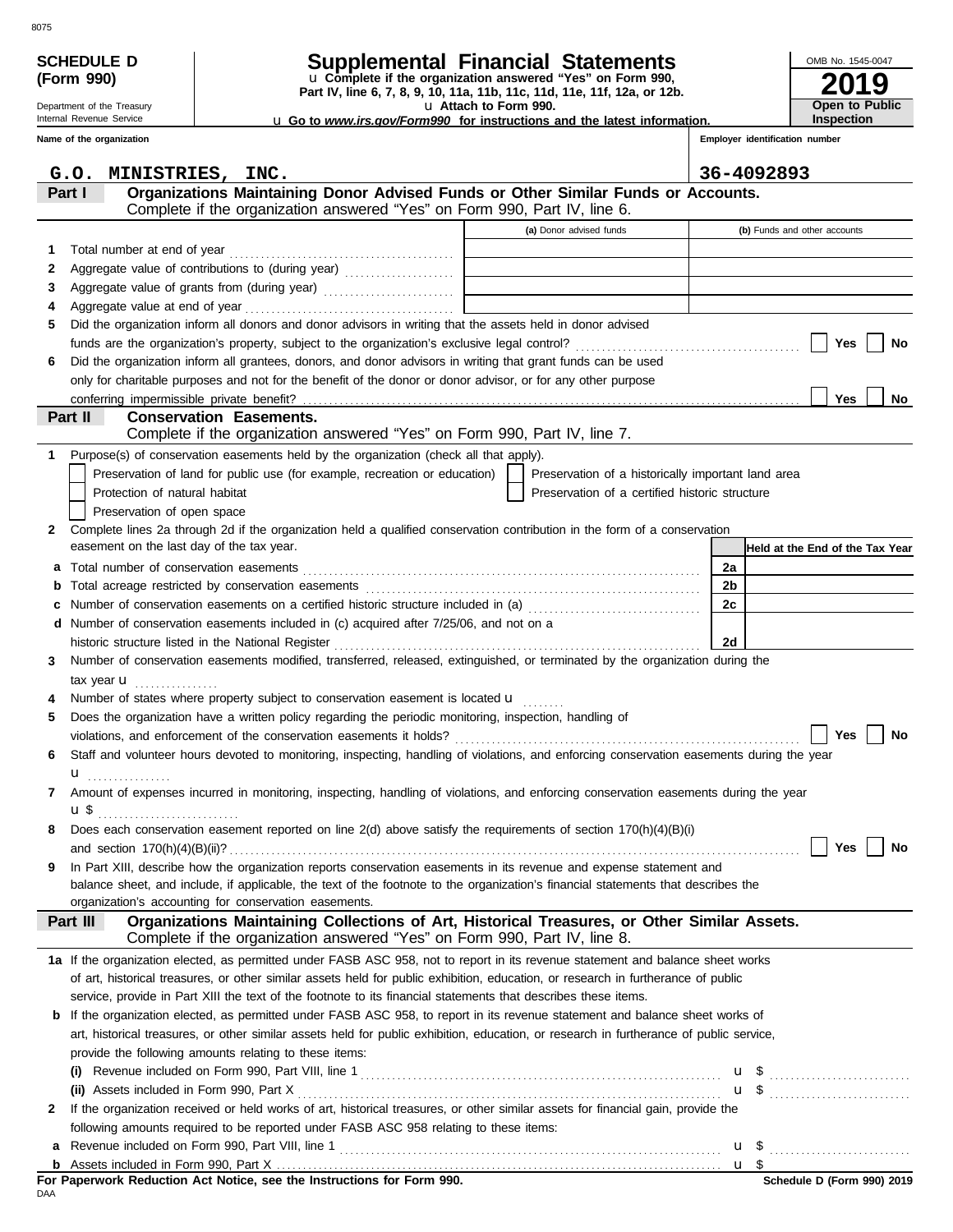**SCHEDULE D (Form 990)**

Department of the Treasury
Internal Revenue Service

# Supplemental Financial Statements

u Complete if the organization answered "Yes" on Form 990, Part IV, line 6, 7, 8, 9, 10, 11a, 11b, 11c, 11d, 11e, 11f, 12a, or 12b.
u Attach to Form 990.
u Go to *www.irs.gov/Form990* for instructions and the latest information.

OMB No. 1545-0047

**2019**

**Open to Public Inspection**

**Name of the organization:** G.O. MINISTRIES, INC.

**Employer identification number:** 36-4092893

## Part I — Organizations Maintaining Donor Advised Funds or Other Similar Funds or Accounts.
Complete if the organization answered "Yes" on Form 990, Part IV, line 6.

| | | (a) Donor advised funds | (b) Funds and other accounts |
|---|---|---|---|
| 1 | Total number at end of year | | |
| 2 | Aggregate value of contributions to (during year) | | |
| 3 | Aggregate value of grants from (during year) | | |
| 4 | Aggregate value at end of year | | |

5 Did the organization inform all donors and donor advisors in writing that the assets held in donor advised funds are the organization's property, subject to the organization's exclusive legal control? ☐ Yes ☐ No

6 Did the organization inform all grantees, donors, and donor advisors in writing that grant funds can be used only for charitable purposes and not for the benefit of the donor or donor advisor, or for any other purpose conferring impermissible private benefit? ☐ Yes ☐ No

## Part II — Conservation Easements.
Complete if the organization answered "Yes" on Form 990, Part IV, line 7.

1 Purpose(s) of conservation easements held by the organization (check all that apply).

- ☐ Preservation of land for public use (for example, recreation or education)
- ☐ Protection of natural habitat
- ☐ Preservation of open space
- ☐ Preservation of a historically important land area
- ☐ Preservation of a certified historic structure

2 Complete lines 2a through 2d if the organization held a qualified conservation contribution in the form of a conservation easement on the last day of the tax year.

| | | | Held at the End of the Tax Year |
|---|---|---|---|
| a | Total number of conservation easements | 2a | |
| b | Total acreage restricted by conservation easements | 2b | |
| c | Number of conservation easements on a certified historic structure included in (a) | 2c | |
| d | Number of conservation easements included in (c) acquired after 7/25/06, and not on a historic structure listed in the National Register | 2d | |

3 Number of conservation easements modified, transferred, released, extinguished, or terminated by the organization during the tax year u

4 Number of states where property subject to conservation easement is located u

5 Does the organization have a written policy regarding the periodic monitoring, inspection, handling of violations, and enforcement of the conservation easements it holds? ☐ Yes ☐ No

6 Staff and volunteer hours devoted to monitoring, inspecting, handling of violations, and enforcing conservation easements during the year u

7 Amount of expenses incurred in monitoring, inspecting, handling of violations, and enforcing conservation easements during the year u $

8 Does each conservation easement reported on line 2(d) above satisfy the requirements of section 170(h)(4)(B)(i) and section 170(h)(4)(B)(ii)? ☐ Yes ☐ No

9 In Part XIII, describe how the organization reports conservation easements in its revenue and expense statement and balance sheet, and include, if applicable, the text of the footnote to the organization's financial statements that describes the organization's accounting for conservation easements.

## Part III — Organizations Maintaining Collections of Art, Historical Treasures, or Other Similar Assets.
Complete if the organization answered "Yes" on Form 990, Part IV, line 8.

1a If the organization elected, as permitted under FASB ASC 958, not to report in its revenue statement and balance sheet works of art, historical treasures, or other similar assets held for public exhibition, education, or research in furtherance of public service, provide in Part XIII the text of the footnote to its financial statements that describes these items.

b If the organization elected, as permitted under FASB ASC 958, to report in its revenue statement and balance sheet works of art, historical treasures, or other similar assets held for public exhibition, education, or research in furtherance of public service, provide the following amounts relating to these items:

(i) Revenue included on Form 990, Part VIII, line 1 u $

(ii) Assets included in Form 990, Part X u $

2 If the organization received or held works of art, historical treasures, or other similar assets for financial gain, provide the following amounts required to be reported under FASB ASC 958 relating to these items:

a Revenue included on Form 990, Part VIII, line 1 u $

b Assets included in Form 990, Part X u $

**For Paperwork Reduction Act Notice, see the Instructions for Form 990.** **Schedule D (Form 990) 2019**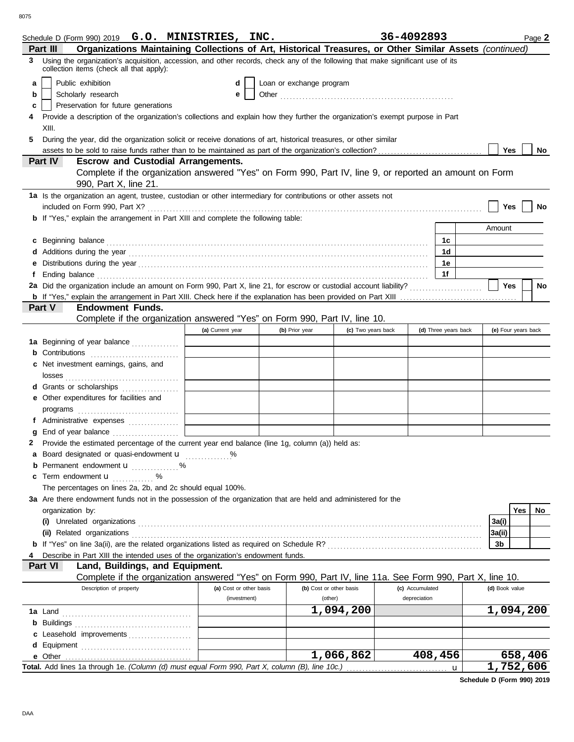Schedule D (Form 990) 2019 **G.O. MINISTRIES, INC.** **36-4092893** Page **2**

**Part III** **Organizations Maintaining Collections of Art, Historical Treasures, or Other Similar Assets** *(continued)*

**3** Using the organization's acquisition, accession, and other records, check any of the following that make significant use of its collection items (check all that apply):

- **a** ☐ Public exhibition
- **b** ☐ Scholarly research
- **c** ☐ Preservation for future generations
- **d** ☐ Loan or exchange program
- **e** ☐ Other

**4** Provide a description of the organization's collections and explain how they further the organization's exempt purpose in Part XIII.

**5** During the year, did the organization solicit or receive donations of art, historical treasures, or other similar assets to be sold to raise funds rather than to be maintained as part of the organization's collection? ☐ Yes ☐ No

**Part IV** **Escrow and Custodial Arrangements.**

Complete if the organization answered "Yes" on Form 990, Part IV, line 9, or reported an amount on Form 990, Part X, line 21.

**1a** Is the organization an agent, trustee, custodian or other intermediary for contributions or other assets not included on Form 990, Part X? ☐ Yes ☐ No

**b** If "Yes," explain the arrangement in Part XIII and complete the following table:

| | | Amount |
|---|---|---|
| **c** Beginning balance | 1c | |
| **d** Additions during the year | 1d | |
| **e** Distributions during the year | 1e | |
| **f** Ending balance | 1f | |

**2a** Did the organization include an amount on Form 990, Part X, line 21, for escrow or custodial account liability? ☐ Yes ☐ No

**b** If "Yes," explain the arrangement in Part XIII. Check here if the explanation has been provided on Part XIII ☐

**Part V** **Endowment Funds.**

Complete if the organization answered "Yes" on Form 990, Part IV, line 10.

| | (a) Current year | (b) Prior year | (c) Two years back | (d) Three years back | (e) Four years back |
|---|---|---|---|---|---|
| **1a** Beginning of year balance | | | | | |
| **b** Contributions | | | | | |
| **c** Net investment earnings, gains, and losses | | | | | |
| **d** Grants or scholarships | | | | | |
| **e** Other expenditures for facilities and programs | | | | | |
| **f** Administrative expenses | | | | | |
| **g** End of year balance | | | | | |

**2** Provide the estimated percentage of the current year end balance (line 1g, column (a)) held as:

- **a** Board designated or quasi-endowment u %
- **b** Permanent endowment u %
- **c** Term endowment u %

The percentages on lines 2a, 2b, and 2c should equal 100%.

**3a** Are there endowment funds not in the possession of the organization that are held and administered for the organization by:

| | | Yes | No |
|---|---|---|---|
| **(i)** Unrelated organizations | 3a(i) | | |
| **(ii)** Related organizations | 3a(ii) | | |
| **b** If "Yes" on line 3a(ii), are the related organizations listed as required on Schedule R? | 3b | | |

**4** Describe in Part XIII the intended uses of the organization's endowment funds.

**Part VI** **Land, Buildings, and Equipment.**

Complete if the organization answered "Yes" on Form 990, Part IV, line 11a. See Form 990, Part X, line 10.

| Description of property | (a) Cost or other basis (investment) | (b) Cost or other basis (other) | (c) Accumulated depreciation | (d) Book value |
|---|---|---|---|---|
| **1a** Land | | 1,094,200 | | 1,094,200 |
| **b** Buildings | | | | |
| **c** Leasehold improvements | | | | |
| **d** Equipment | | | | |
| **e** Other | | 1,066,862 | 408,456 | 658,406 |
| **Total.** Add lines 1a through 1e. *(Column (d) must equal Form 990, Part X, column (B), line 10c.)* u | | | | 1,752,606 |

**Schedule D (Form 990) 2019**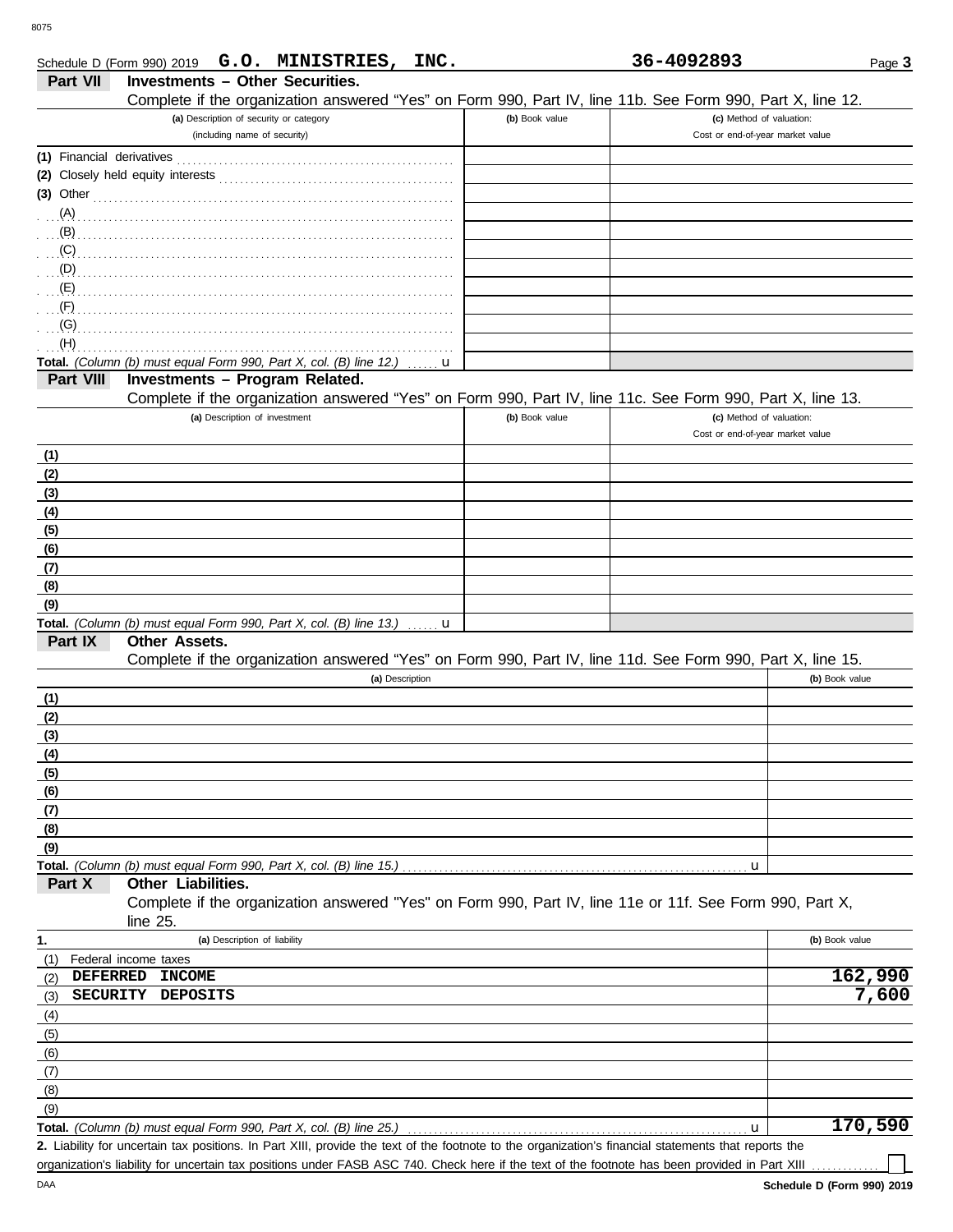Schedule D (Form 990) 2019 **G.O. MINISTRIES, INC.** **36-4092893** Page **3**

## Part VII Investments – Other Securities.

Complete if the organization answered "Yes" on Form 990, Part IV, line 11b. See Form 990, Part X, line 12.

| (a) Description of security or category (including name of security) | (b) Book value | (c) Method of valuation: Cost or end-of-year market value |
|---|---|---|
| (1) Financial derivatives | | |
| (2) Closely held equity interests | | |
| (3) Other | | |
| (A) | | |
| (B) | | |
| (C) | | |
| (D) | | |
| (E) | | |
| (F) | | |
| (G) | | |
| (H) | | |
| **Total.** *(Column (b) must equal Form 990, Part X, col. (B) line 12.)* u | | |

## Part VIII Investments – Program Related.

Complete if the organization answered "Yes" on Form 990, Part IV, line 11c. See Form 990, Part X, line 13.

| (a) Description of investment | (b) Book value | (c) Method of valuation: Cost or end-of-year market value |
|---|---|---|
| (1) | | |
| (2) | | |
| (3) | | |
| (4) | | |
| (5) | | |
| (6) | | |
| (7) | | |
| (8) | | |
| (9) | | |
| **Total.** *(Column (b) must equal Form 990, Part X, col. (B) line 13.)* u | | |

## Part IX Other Assets.

Complete if the organization answered "Yes" on Form 990, Part IV, line 11d. See Form 990, Part X, line 15.

| (a) Description | (b) Book value |
|---|---|
| (1) | |
| (2) | |
| (3) | |
| (4) | |
| (5) | |
| (6) | |
| (7) | |
| (8) | |
| (9) | |
| **Total.** *(Column (b) must equal Form 990, Part X, col. (B) line 15.)* u | |

## Part X Other Liabilities.

Complete if the organization answered "Yes" on Form 990, Part IV, line 11e or 11f. See Form 990, Part X, line 25.

| 1. (a) Description of liability | (b) Book value |
|---|---|
| (1) Federal income taxes | |
| (2) DEFERRED INCOME | 162,990 |
| (3) SECURITY DEPOSITS | 7,600 |
| (4) | |
| (5) | |
| (6) | |
| (7) | |
| (8) | |
| (9) | |
| **Total.** *(Column (b) must equal Form 990, Part X, col. (B) line 25.)* u | 170,590 |

**2.** Liability for uncertain tax positions. In Part XIII, provide the text of the footnote to the organization's financial statements that reports the organization's liability for uncertain tax positions under FASB ASC 740. Check here if the text of the footnote has been provided in Part XIII ☐

DAA **Schedule D (Form 990) 2019**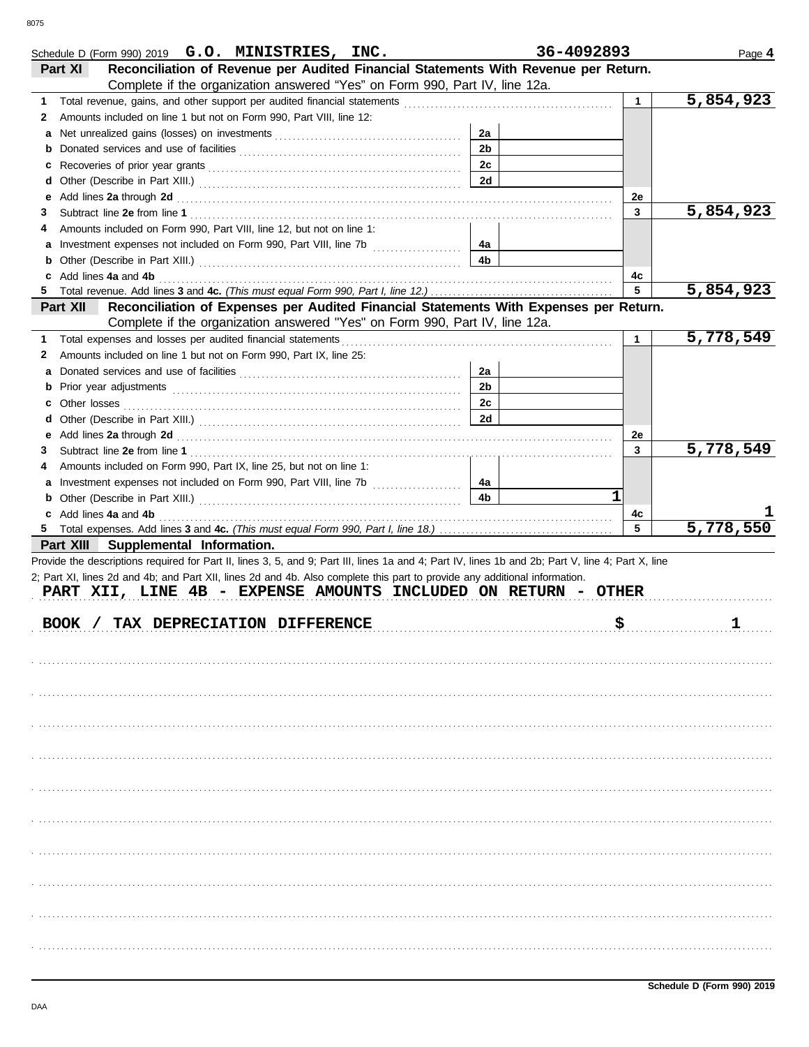Schedule D (Form 990) 2019 **G.O. MINISTRIES, INC.** **36-4092893** Page **4**

## Part XI Reconciliation of Revenue per Audited Financial Statements With Revenue per Return.

Complete if the organization answered "Yes" on Form 990, Part IV, line 12a.

| | | | | | |
|---|---|---|---|---|---|
| 1 | Total revenue, gains, and other support per audited financial statements | | | 1 | 5,854,923 |
| 2 | Amounts included on line 1 but not on Form 990, Part VIII, line 12: | | | | |
| a | Net unrealized gains (losses) on investments | 2a | | | |
| b | Donated services and use of facilities | 2b | | | |
| c | Recoveries of prior year grants | 2c | | | |
| d | Other (Describe in Part XIII.) | 2d | | | |
| e | Add lines **2a** through **2d** | | | 2e | |
| 3 | Subtract line **2e** from line **1** | | | 3 | 5,854,923 |
| 4 | Amounts included on Form 990, Part VIII, line 12, but not on line 1: | | | | |
| a | Investment expenses not included on Form 990, Part VIII, line 7b | 4a | | | |
| b | Other (Describe in Part XIII.) | 4b | | | |
| c | Add lines **4a** and **4b** | | | 4c | |
| 5 | Total revenue. Add lines **3** and **4c.** *(This must equal Form 990, Part I, line 12.)* | | | 5 | 5,854,923 |

## Part XII Reconciliation of Expenses per Audited Financial Statements With Expenses per Return.

Complete if the organization answered "Yes" on Form 990, Part IV, line 12a.

| | | | | | |
|---|---|---|---|---|---|
| 1 | Total expenses and losses per audited financial statements | | | 1 | 5,778,549 |
| 2 | Amounts included on line 1 but not on Form 990, Part IX, line 25: | | | | |
| a | Donated services and use of facilities | 2a | | | |
| b | Prior year adjustments | 2b | | | |
| c | Other losses | 2c | | | |
| d | Other (Describe in Part XIII.) | 2d | | | |
| e | Add lines **2a** through **2d** | | | 2e | |
| 3 | Subtract line **2e** from line **1** | | | 3 | 5,778,549 |
| 4 | Amounts included on Form 990, Part IX, line 25, but not on line 1: | | | | |
| a | Investment expenses not included on Form 990, Part VIII, line 7b | 4a | | | |
| b | Other (Describe in Part XIII.) | 4b | 1 | | |
| c | Add lines **4a** and **4b** | | | 4c | 1 |
| 5 | Total expenses. Add lines **3** and **4c.** *(This must equal Form 990, Part I, line 18.)* | | | 5 | 5,778,550 |

## Part XIII Supplemental Information.

Provide the descriptions required for Part II, lines 3, 5, and 9; Part III, lines 1a and 4; Part IV, lines 1b and 2b; Part V, line 4; Part X, line 2; Part XI, lines 2d and 4b; and Part XII, lines 2d and 4b. Also complete this part to provide any additional information.

**PART XII, LINE 4B - EXPENSE AMOUNTS INCLUDED ON RETURN - OTHER**

**BOOK / TAX DEPRECIATION DIFFERENCE $ 1**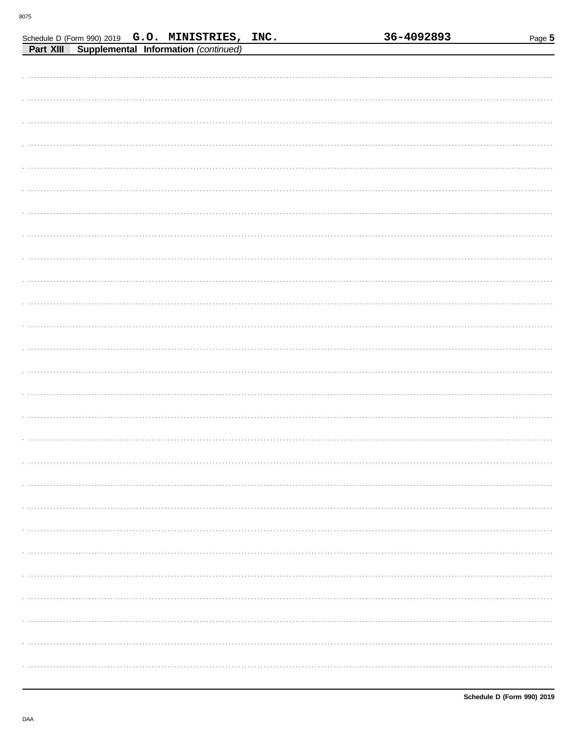Schedule D (Form 990) 2019 G.O. MINISTRIES, INC. 36-4092893

**Part XIII Supplemental Information** *(continued)*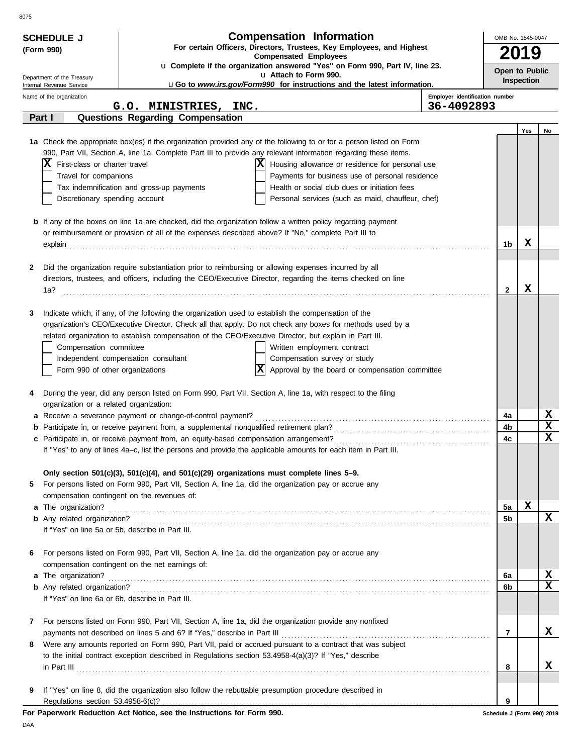8075

**SCHEDULE J**
**(Form 990)**

Department of the Treasury
Internal Revenue Service

# Compensation Information

**For certain Officers, Directors, Trustees, Key Employees, and Highest Compensated Employees**

u **Complete if the organization answered "Yes" on Form 990, Part IV, line 23.**
u **Attach to Form 990.**
u **Go to *www.irs.gov/Form990* for instructions and the latest information.**

OMB No. 1545-0047

**2019**

**Open to Public Inspection**

Name of the organization: **G.O. MINISTRIES, INC.**

Employer identification number: **36-4092893**

## Part I Questions Regarding Compensation

| | | Yes | No |
|---|---|---|---|
| **1a** Check the appropriate box(es) if the organization provided any of the following to or for a person listed on Form 990, Part VII, Section A, line 1a. Complete Part III to provide any relevant information regarding these items.<br>[X] First-class or charter travel<br>[ ] Travel for companions<br>[ ] Tax indemnification and gross-up payments<br>[ ] Discretionary spending account<br>[X] Housing allowance or residence for personal use<br>[ ] Payments for business use of personal residence<br>[ ] Health or social club dues or initiation fees<br>[ ] Personal services (such as maid, chauffeur, chef) | | | |
| **b** If any of the boxes on line 1a are checked, did the organization follow a written policy regarding payment or reimbursement or provision of all of the expenses described above? If "No," complete Part III to explain | 1b | X | |
| **2** Did the organization require substantiation prior to reimbursing or allowing expenses incurred by all directors, trustees, and officers, including the CEO/Executive Director, regarding the items checked on line 1a? | 2 | X | |
| **3** Indicate which, if any, of the following the organization used to establish the compensation of the organization's CEO/Executive Director. Check all that apply. Do not check any boxes for methods used by a related organization to establish compensation of the CEO/Executive Director, but explain in Part III.<br>[ ] Compensation committee<br>[ ] Independent compensation consultant<br>[ ] Form 990 of other organizations<br>[ ] Written employment contract<br>[ ] Compensation survey or study<br>[X] Approval by the board or compensation committee | | | |
| **4** During the year, did any person listed on Form 990, Part VII, Section A, line 1a, with respect to the filing organization or a related organization: | | | |
| **a** Receive a severance payment or change-of-control payment? | 4a | | X |
| **b** Participate in, or receive payment from, a supplemental nonqualified retirement plan? | 4b | | X |
| **c** Participate in, or receive payment from, an equity-based compensation arrangement? | 4c | | X |
| If "Yes" to any of lines 4a–c, list the persons and provide the applicable amounts for each item in Part III. | | | |
| **Only section 501(c)(3), 501(c)(4), and 501(c)(29) organizations must complete lines 5–9.** | | | |
| **5** For persons listed on Form 990, Part VII, Section A, line 1a, did the organization pay or accrue any compensation contingent on the revenues of: | | | |
| **a** The organization? | 5a | X | |
| **b** Any related organization? | 5b | | X |
| If "Yes" on line 5a or 5b, describe in Part III. | | | |
| **6** For persons listed on Form 990, Part VII, Section A, line 1a, did the organization pay or accrue any compensation contingent on the net earnings of: | | | |
| **a** The organization? | 6a | | X |
| **b** Any related organization? | 6b | | X |
| If "Yes" on line 6a or 6b, describe in Part III. | | | |
| **7** For persons listed on Form 990, Part VII, Section A, line 1a, did the organization provide any nonfixed payments not described on lines 5 and 6? If "Yes," describe in Part III | 7 | | X |
| **8** Were any amounts reported on Form 990, Part VII, paid or accrued pursuant to a contract that was subject to the initial contract exception described in Regulations section 53.4958-4(a)(3)? If "Yes," describe in Part III | 8 | | X |
| **9** If "Yes" on line 8, did the organization also follow the rebuttable presumption procedure described in Regulations section 53.4958-6(c)? | 9 | | |

**For Paperwork Reduction Act Notice, see the Instructions for Form 990.** **Schedule J (Form 990) 2019**

DAA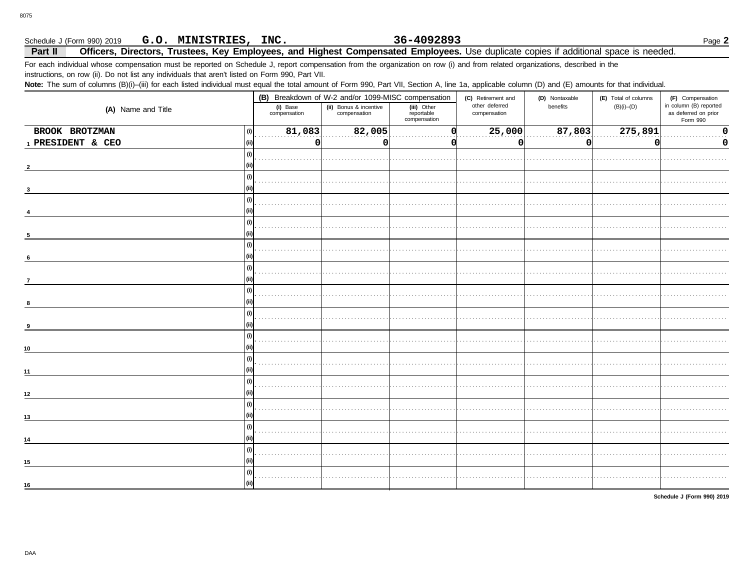Schedule J (Form 990) 2019 **G.O. MINISTRIES, INC.** **36-4092893** Page **2**

## Part II Officers, Directors, Trustees, Key Employees, and Highest Compensated Employees. 

Use duplicate copies if additional space is needed.

For each individual whose compensation must be reported on Schedule J, report compensation from the organization on row (i) and from related organizations, described in the instructions, on row (ii). Do not list any individuals that aren't listed on Form 990, Part VII.

**Note:** The sum of columns (B)(i)–(iii) for each listed individual must equal the total amount of Form 990, Part VII, Section A, line 1a, applicable column (D) and (E) amounts for that individual.

| (A) Name and Title | | (B) Breakdown of W-2 and/or 1099-MISC compensation | | | (C) Retirement and other deferred compensation | (D) Nontaxable benefits | (E) Total of columns (B)(i)–(D) | (F) Compensation in column (B) reported as deferred on prior Form 990 |
|---|---|---|---|---|---|---|---|---|
| | | (i) Base compensation | (ii) Bonus & incentive compensation | (iii) Other reportable compensation | | | | |
| 1 BROOK BROTZMAN | (i) | 81,083 | 82,005 | 0 | 25,000 | 87,803 | 275,891 | 0 |
| PRESIDENT & CEO | (ii) | 0 | 0 | 0 | 0 | 0 | 0 | 0 |
| 2 | (i) | | | | | | | |
| | (ii) | | | | | | | |
| 3 | (i) | | | | | | | |
| | (ii) | | | | | | | |
| 4 | (i) | | | | | | | |
| | (ii) | | | | | | | |
| 5 | (i) | | | | | | | |
| | (ii) | | | | | | | |
| 6 | (i) | | | | | | | |
| | (ii) | | | | | | | |
| 7 | (i) | | | | | | | |
| | (ii) | | | | | | | |
| 8 | (i) | | | | | | | |
| | (ii) | | | | | | | |
| 9 | (i) | | | | | | | |
| | (ii) | | | | | | | |
| 10 | (i) | | | | | | | |
| | (ii) | | | | | | | |
| 11 | (i) | | | | | | | |
| | (ii) | | | | | | | |
| 12 | (i) | | | | | | | |
| | (ii) | | | | | | | |
| 13 | (i) | | | | | | | |
| | (ii) | | | | | | | |
| 14 | (i) | | | | | | | |
| | (ii) | | | | | | | |
| 15 | (i) | | | | | | | |
| | (ii) | | | | | | | |
| 16 | (i) | | | | | | | |
| | (ii) | | | | | | | |

**Schedule J (Form 990) 2019**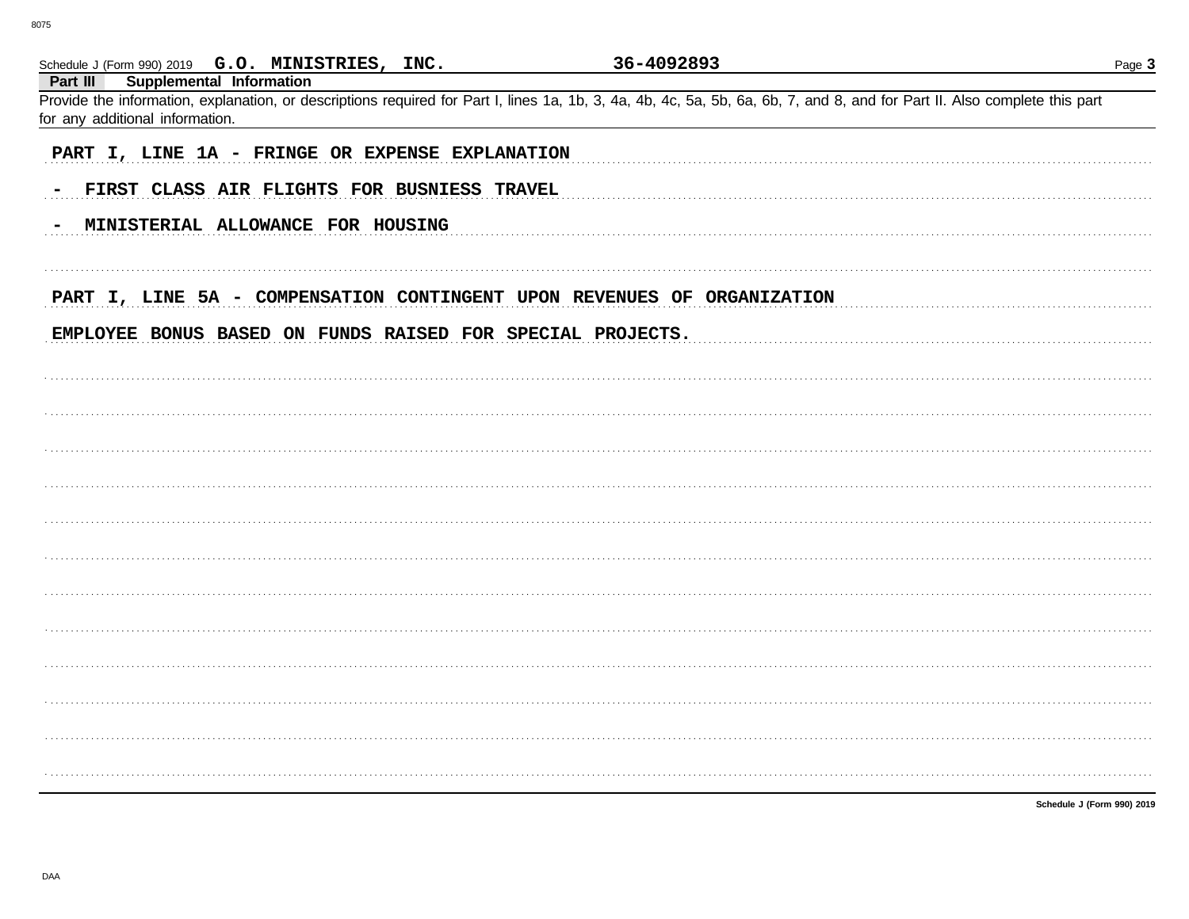Schedule J (Form 990) 2019 **G.O. MINISTRIES, INC.** **36-4092893**

## Part III Supplemental Information

Provide the information, explanation, or descriptions required for Part I, lines 1a, 1b, 3, 4a, 4b, 4c, 5a, 5b, 6a, 6b, 7, and 8, and for Part II. Also complete this part for any additional information.

PART I, LINE 1A - FRINGE OR EXPENSE EXPLANATION

- FIRST CLASS AIR FLIGHTS FOR BUSNIESS TRAVEL
- MINISTERIAL ALLOWANCE FOR HOUSING

PART I, LINE 5A - COMPENSATION CONTINGENT UPON REVENUES OF ORGANIZATION

EMPLOYEE BONUS BASED ON FUNDS RAISED FOR SPECIAL PROJECTS.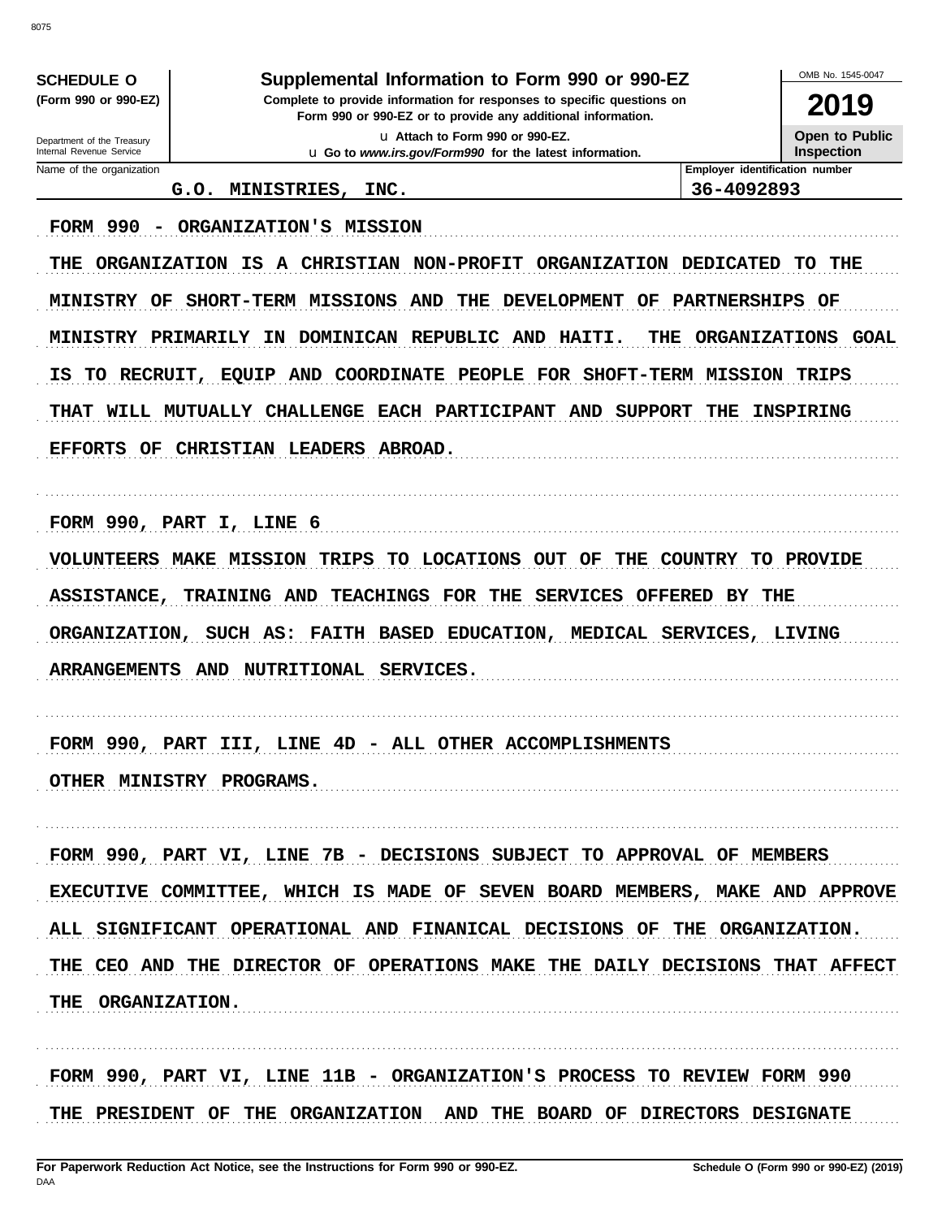**SCHEDULE O (Form 990 or 990-EZ)**

Department of the Treasury
Internal Revenue Service

# Supplemental Information to Form 990 or 990-EZ

**Complete to provide information for responses to specific questions on Form 990 or 990-EZ or to provide any additional information.**

u Attach to Form 990 or 990-EZ.

u Go to *www.irs.gov/Form990* for the latest information.

OMB No. 1545-0047

**2019**

**Open to Public Inspection**

| Name of the organization | Employer identification number |
| --- | --- |
| G.O. MINISTRIES, INC. | 36-4092893 |

FORM 990 - ORGANIZATION'S MISSION

THE ORGANIZATION IS A CHRISTIAN NON-PROFIT ORGANIZATION DEDICATED TO THE MINISTRY OF SHORT-TERM MISSIONS AND THE DEVELOPMENT OF PARTNERSHIPS OF MINISTRY PRIMARILY IN DOMINICAN REPUBLIC AND HAITI. THE ORGANIZATIONS GOAL IS TO RECRUIT, EQUIP AND COORDINATE PEOPLE FOR SHOFT-TERM MISSION TRIPS THAT WILL MUTUALLY CHALLENGE EACH PARTICIPANT AND SUPPORT THE INSPIRING EFFORTS OF CHRISTIAN LEADERS ABROAD.

FORM 990, PART I, LINE 6

VOLUNTEERS MAKE MISSION TRIPS TO LOCATIONS OUT OF THE COUNTRY TO PROVIDE ASSISTANCE, TRAINING AND TEACHINGS FOR THE SERVICES OFFERED BY THE ORGANIZATION, SUCH AS: FAITH BASED EDUCATION, MEDICAL SERVICES, LIVING ARRANGEMENTS AND NUTRITIONAL SERVICES.

FORM 990, PART III, LINE 4D - ALL OTHER ACCOMPLISHMENTS

OTHER MINISTRY PROGRAMS.

FORM 990, PART VI, LINE 7B - DECISIONS SUBJECT TO APPROVAL OF MEMBERS

EXECUTIVE COMMITTEE, WHICH IS MADE OF SEVEN BOARD MEMBERS, MAKE AND APPROVE ALL SIGNIFICANT OPERATIONAL AND FINANICAL DECISIONS OF THE ORGANIZATION. THE CEO AND THE DIRECTOR OF OPERATIONS MAKE THE DAILY DECISIONS THAT AFFECT THE ORGANIZATION.

FORM 990, PART VI, LINE 11B - ORGANIZATION'S PROCESS TO REVIEW FORM 990

THE PRESIDENT OF THE ORGANIZATION AND THE BOARD OF DIRECTORS DESIGNATE

**For Paperwork Reduction Act Notice, see the Instructions for Form 990 or 990-EZ.** DAA **Schedule O (Form 990 or 990-EZ) (2019)**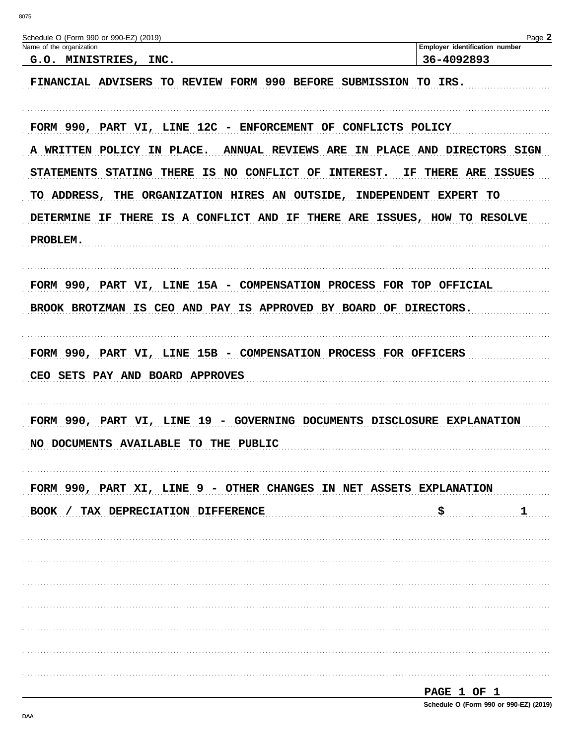Schedule O (Form 990 or 990-EZ) (2019) Page **2**

| Name of the organization | Employer identification number |
|---|---|
| G.O. MINISTRIES, INC. | 36-4092893 |

FINANCIAL ADVISERS TO REVIEW FORM 990 BEFORE SUBMISSION TO IRS.

FORM 990, PART VI, LINE 12C - ENFORCEMENT OF CONFLICTS POLICY

A WRITTEN POLICY IN PLACE. ANNUAL REVIEWS ARE IN PLACE AND DIRECTORS SIGN STATEMENTS STATING THERE IS NO CONFLICT OF INTEREST. IF THERE ARE ISSUES TO ADDRESS, THE ORGANIZATION HIRES AN OUTSIDE, INDEPENDENT EXPERT TO DETERMINE IF THERE IS A CONFLICT AND IF THERE ARE ISSUES, HOW TO RESOLVE PROBLEM.

FORM 990, PART VI, LINE 15A - COMPENSATION PROCESS FOR TOP OFFICIAL

BROOK BROTZMAN IS CEO AND PAY IS APPROVED BY BOARD OF DIRECTORS.

FORM 990, PART VI, LINE 15B - COMPENSATION PROCESS FOR OFFICERS

CEO SETS PAY AND BOARD APPROVES

FORM 990, PART VI, LINE 19 - GOVERNING DOCUMENTS DISCLOSURE EXPLANATION

NO DOCUMENTS AVAILABLE TO THE PUBLIC

FORM 990, PART XI, LINE 9 - OTHER CHANGES IN NET ASSETS EXPLANATION

BOOK / TAX DEPRECIATION DIFFERENCE $ 1

Schedule O (Form 990 or 990-EZ) (2019)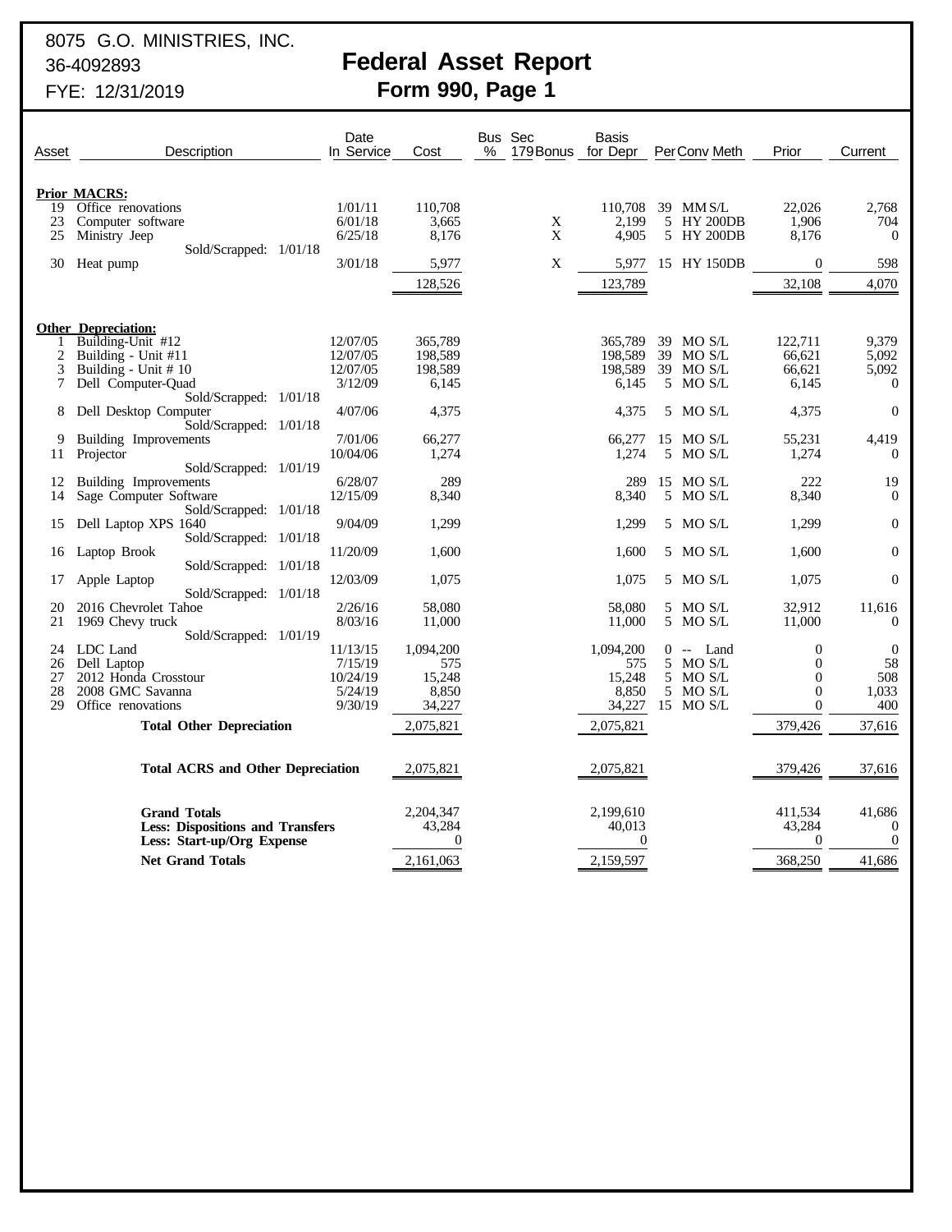8075 G.O. MINISTRIES, INC.
36-4092893
FYE: 12/31/2019

# Federal Asset Report
## Form 990, Page 1

| Asset | Description | Date In Service | Cost | Bus % | Sec 179 Bonus | Basis for Depr | Per | Conv | Meth | Prior | Current |
|---|---|---|---|---|---|---|---|---|---|---|---|
| | **Prior MACRS:** | | | | | | | | | | |
| 19 | Office renovations | 1/01/11 | 110,708 | | | 110,708 | 39 | MM | S/L | 22,026 | 2,768 |
| 23 | Computer software | 6/01/18 | 3,665 | | X | 2,199 | 5 | HY | 200DB | 1,906 | 704 |
| 25 | Ministry Jeep | 6/25/18 | 8,176 | | X | 4,905 | 5 | HY | 200DB | 8,176 | 0 |
| | Sold/Scrapped: 1/01/18 | | | | | | | | | | |
| 30 | Heat pump | 3/01/18 | 5,977 | | X | 5,977 | 15 | HY | 150DB | 0 | 598 |
| | | | 128,526 | | | 123,789 | | | | 32,108 | 4,070 |
| | **Other Depreciation:** | | | | | | | | | | |
| 1 | Building-Unit #12 | 12/07/05 | 365,789 | | | 365,789 | 39 | MO | S/L | 122,711 | 9,379 |
| 2 | Building - Unit #11 | 12/07/05 | 198,589 | | | 198,589 | 39 | MO | S/L | 66,621 | 5,092 |
| 3 | Building - Unit # 10 | 12/07/05 | 198,589 | | | 198,589 | 39 | MO | S/L | 66,621 | 5,092 |
| 7 | Dell Computer-Quad | 3/12/09 | 6,145 | | | 6,145 | 5 | MO | S/L | 6,145 | 0 |
| | Sold/Scrapped: 1/01/18 | | | | | | | | | | |
| 8 | Dell Desktop Computer | 4/07/06 | 4,375 | | | 4,375 | 5 | MO | S/L | 4,375 | 0 |
| | Sold/Scrapped: 1/01/18 | | | | | | | | | | |
| 9 | Building Improvements | 7/01/06 | 66,277 | | | 66,277 | 15 | MO | S/L | 55,231 | 4,419 |
| 11 | Projector | 10/04/06 | 1,274 | | | 1,274 | 5 | MO | S/L | 1,274 | 0 |
| | Sold/Scrapped: 1/01/19 | | | | | | | | | | |
| 12 | Building Improvements | 6/28/07 | 289 | | | 289 | 15 | MO | S/L | 222 | 19 |
| 14 | Sage Computer Software | 12/15/09 | 8,340 | | | 8,340 | 5 | MO | S/L | 8,340 | 0 |
| | Sold/Scrapped: 1/01/18 | | | | | | | | | | |
| 15 | Dell Laptop XPS 1640 | 9/04/09 | 1,299 | | | 1,299 | 5 | MO | S/L | 1,299 | 0 |
| | Sold/Scrapped: 1/01/18 | | | | | | | | | | |
| 16 | Laptop Brook | 11/20/09 | 1,600 | | | 1,600 | 5 | MO | S/L | 1,600 | 0 |
| | Sold/Scrapped: 1/01/18 | | | | | | | | | | |
| 17 | Apple Laptop | 12/03/09 | 1,075 | | | 1,075 | 5 | MO | S/L | 1,075 | 0 |
| | Sold/Scrapped: 1/01/18 | | | | | | | | | | |
| 20 | 2016 Chevrolet Tahoe | 2/26/16 | 58,080 | | | 58,080 | 5 | MO | S/L | 32,912 | 11,616 |
| 21 | 1969 Chevy truck | 8/03/16 | 11,000 | | | 11,000 | 5 | MO | S/L | 11,000 | 0 |
| | Sold/Scrapped: 1/01/19 | | | | | | | | | | |
| 24 | LDC Land | 11/13/15 | 1,094,200 | | | 1,094,200 | 0 | -- | Land | 0 | 0 |
| 26 | Dell Laptop | 7/15/19 | 575 | | | 575 | 5 | MO | S/L | 0 | 58 |
| 27 | 2012 Honda Crosstour | 10/24/19 | 15,248 | | | 15,248 | 5 | MO | S/L | 0 | 508 |
| 28 | 2008 GMC Savanna | 5/24/19 | 8,850 | | | 8,850 | 5 | MO | S/L | 0 | 1,033 |
| 29 | Office renovations | 9/30/19 | 34,227 | | | 34,227 | 15 | MO | S/L | 0 | 400 |
| | **Total Other Depreciation** | | 2,075,821 | | | 2,075,821 | | | | 379,426 | 37,616 |
| | **Total ACRS and Other Depreciation** | | 2,075,821 | | | 2,075,821 | | | | 379,426 | 37,616 |
| | **Grand Totals** | | 2,204,347 | | | 2,199,610 | | | | 411,534 | 41,686 |
| | **Less: Dispositions and Transfers** | | 43,284 | | | 40,013 | | | | 43,284 | 0 |
| | **Less: Start-up/Org Expense** | | 0 | | | 0 | | | | 0 | 0 |
| | **Net Grand Totals** | | 2,161,063 | | | 2,159,597 | | | | 368,250 | 41,686 |